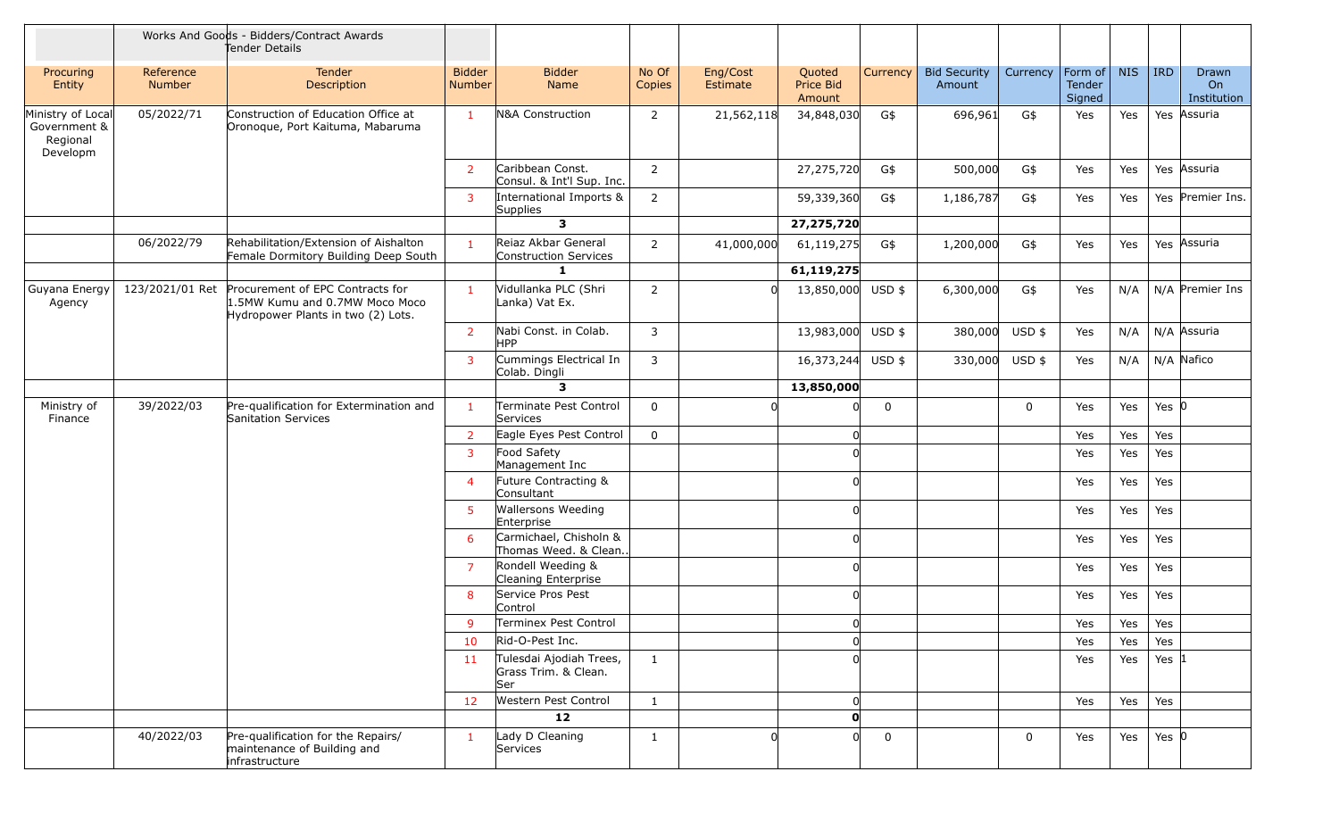| | Works And Goods - Bidders/Contract Awards Tender Details | | | | | | | | | | | | | |
|---|---|---|---|---|---|---|---|---|---|---|---|---|---|---|
| Procuring Entity | Reference Number | Tender Description | Bidder Number | Bidder Name | No Of Copies | Eng/Cost Estimate | Quoted Price Bid Amount | Currency | Bid Security Amount | Currency | Form of Tender Signed | NIS | IRD | Drawn On Institution |
| Ministry of Local Government & Regional Developm | 05/2022/71 | Construction of Education Office at Oronoque, Port Kaituma, Mabaruma | 1 | N&A Construction | 2 | 21,562,118 | 34,848,030 | G$ | 696,961 | G$ | Yes | Yes | Yes | Assuria |
| | | | 2 | Caribbean Const. Consul. & Int'l Sup. Inc. | 2 | | 27,275,720 | G$ | 500,000 | G$ | Yes | Yes | Yes | Assuria |
| | | | 3 | International Imports & Supplies | 2 | | 59,339,360 | G$ | 1,186,787 | G$ | Yes | Yes | Yes | Premier Ins. |
| | | | | **3** | | | **27,275,720** | | | | | | | |
| | 06/2022/79 | Rehabilitation/Extension of Aishalton Female Dormitory Building Deep South | 1 | Reiaz Akbar General Construction Services | 2 | 41,000,000 | 61,119,275 | G$ | 1,200,000 | G$ | Yes | Yes | Yes | Assuria |
| | | | | **1** | | | **61,119,275** | | | | | | | |
| Guyana Energy Agency | 123/2021/01 Ret | Procurement of EPC Contracts for 1.5MW Kumu and 0.7MW Moco Moco Hydropower Plants in two (2) Lots. | 1 | Vidullanka PLC (Shri Lanka) Vat Ex. | 2 | 0 | 13,850,000 | USD $ | 6,300,000 | G$ | Yes | N/A | N/A | Premier Ins |
| | | | 2 | Nabi Const. in Colab. HPP | 3 | | 13,983,000 | USD $ | 380,000 | USD $ | Yes | N/A | N/A | Assuria |
| | | | 3 | Cummings Electrical In Colab. Dingli | 3 | | 16,373,244 | USD $ | 330,000 | USD $ | Yes | N/A | N/A | Nafico |
| | | | | **3** | | | **13,850,000** | | | | | | | |
| Ministry of Finance | 39/2022/03 | Pre-qualification for Extermination and Sanitation Services | 1 | Terminate Pest Control Services | 0 | 0 | 0 | 0 | | 0 | Yes | Yes | Yes | 0 |
| | | | 2 | Eagle Eyes Pest Control | 0 | | 0 | | | | Yes | Yes | Yes | |
| | | | 3 | Food Safety Management Inc | | | 0 | | | | Yes | Yes | Yes | |
| | | | 4 | Future Contracting & Consultant | | | 0 | | | | Yes | Yes | Yes | |
| | | | 5 | Wallersons Weeding Enterprise | | | 0 | | | | Yes | Yes | Yes | |
| | | | 6 | Carmichael, Chisholn & Thomas Weed. & Clean.. | | | 0 | | | | Yes | Yes | Yes | |
| | | | 7 | Rondell Weeding & Cleaning Enterprise | | | 0 | | | | Yes | Yes | Yes | |
| | | | 8 | Service Pros Pest Control | | | 0 | | | | Yes | Yes | Yes | |
| | | | 9 | Terminex Pest Control | | | 0 | | | | Yes | Yes | Yes | |
| | | | 10 | Rid-O-Pest Inc. | | | 0 | | | | Yes | Yes | Yes | |
| | | | 11 | Tulesdai Ajodiah Trees, Grass Trim. & Clean. Ser | 1 | | 0 | | | | Yes | Yes | Yes | 1 |
| | | | 12 | Western Pest Control | 1 | | 0 | | | | Yes | Yes | Yes | |
| | | | | **12** | | | **0** | | | | | | | |
| | 40/2022/03 | Pre-qualification for the Repairs/ maintenance of Building and infrastructure | 1 | Lady D Cleaning Services | 1 | 0 | 0 | 0 | | 0 | Yes | Yes | Yes | 0 |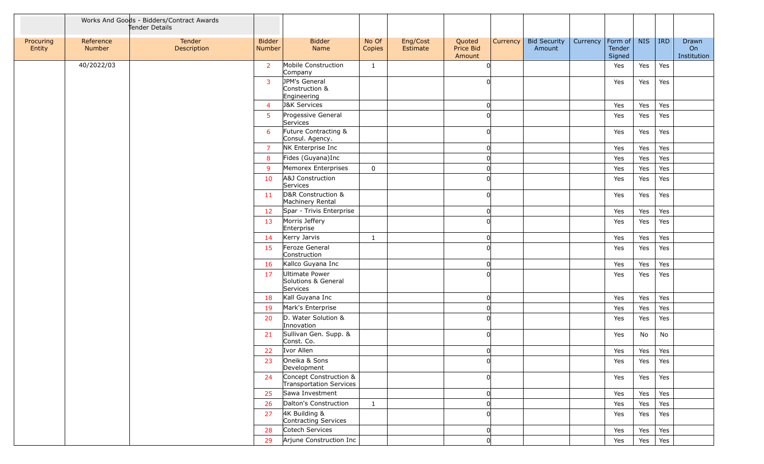| | Works And Goods - Bidders/Contract Awards Tender Details | | | | | | | | | | | | | |
|---|---|---|---|---|---|---|---|---|---|---|---|---|---|---|
| Procuring Entity | Reference Number | Tender Description | Bidder Number | Bidder Name | No Of Copies | Eng/Cost Estimate | Quoted Price Bid Amount | Currency | Bid Security Amount | Currency | Form of Tender Signed | NIS | IRD | Drawn On Institution |
| | 40/2022/03 | | 2 | Mobile Construction Company | 1 | | 0 | | | | Yes | Yes | Yes | |
| | | | 3 | JPM's General Construction & Engineering | | | 0 | | | | Yes | Yes | Yes | |
| | | | 4 | J&K Services | | | 0 | | | | Yes | Yes | Yes | |
| | | | 5 | Progessive General Services | | | 0 | | | | Yes | Yes | Yes | |
| | | | 6 | Future Contracting & Consul. Agency. | | | 0 | | | | Yes | Yes | Yes | |
| | | | 7 | NK Enterprise Inc | | | 0 | | | | Yes | Yes | Yes | |
| | | | 8 | Fides (Guyana)Inc | | | 0 | | | | Yes | Yes | Yes | |
| | | | 9 | Memorex Enterprises | 0 | | 0 | | | | Yes | Yes | Yes | |
| | | | 10 | A&J Construction Services | | | 0 | | | | Yes | Yes | Yes | |
| | | | 11 | D&R Construction & Machinery Rental | | | 0 | | | | Yes | Yes | Yes | |
| | | | 12 | Spar - Trivis Enterprise | | | 0 | | | | Yes | Yes | Yes | |
| | | | 13 | Morris Jeffery Enterprise | | | 0 | | | | Yes | Yes | Yes | |
| | | | 14 | Kerry Jarvis | 1 | | 0 | | | | Yes | Yes | Yes | |
| | | | 15 | Feroze General Construction | | | 0 | | | | Yes | Yes | Yes | |
| | | | 16 | Kallco Guyana Inc | | | 0 | | | | Yes | Yes | Yes | |
| | | | 17 | Ultimate Power Solutions & General Services | | | 0 | | | | Yes | Yes | Yes | |
| | | | 18 | Kall Guyana Inc | | | 0 | | | | Yes | Yes | Yes | |
| | | | 19 | Mark's Enterprise | | | 0 | | | | Yes | Yes | Yes | |
| | | | 20 | D. Water Solution & Innovation | | | 0 | | | | Yes | Yes | Yes | |
| | | | 21 | Sullivan Gen. Supp. & Const. Co. | | | 0 | | | | Yes | No | No | |
| | | | 22 | Ivor Allen | | | 0 | | | | Yes | Yes | Yes | |
| | | | 23 | Oneika & Sons Development | | | 0 | | | | Yes | Yes | Yes | |
| | | | 24 | Concept Construction & Transportation Services | | | 0 | | | | Yes | Yes | Yes | |
| | | | 25 | Sawa Investment | | | 0 | | | | Yes | Yes | Yes | |
| | | | 26 | Dalton's Construction | 1 | | 0 | | | | Yes | Yes | Yes | |
| | | | 27 | 4K Building & Contracting Services | | | 0 | | | | Yes | Yes | Yes | |
| | | | 28 | Cotech Services | | | 0 | | | | Yes | Yes | Yes | |
| | | | 29 | Arjune Construction Inc | | | 0 | | | | Yes | Yes | Yes | |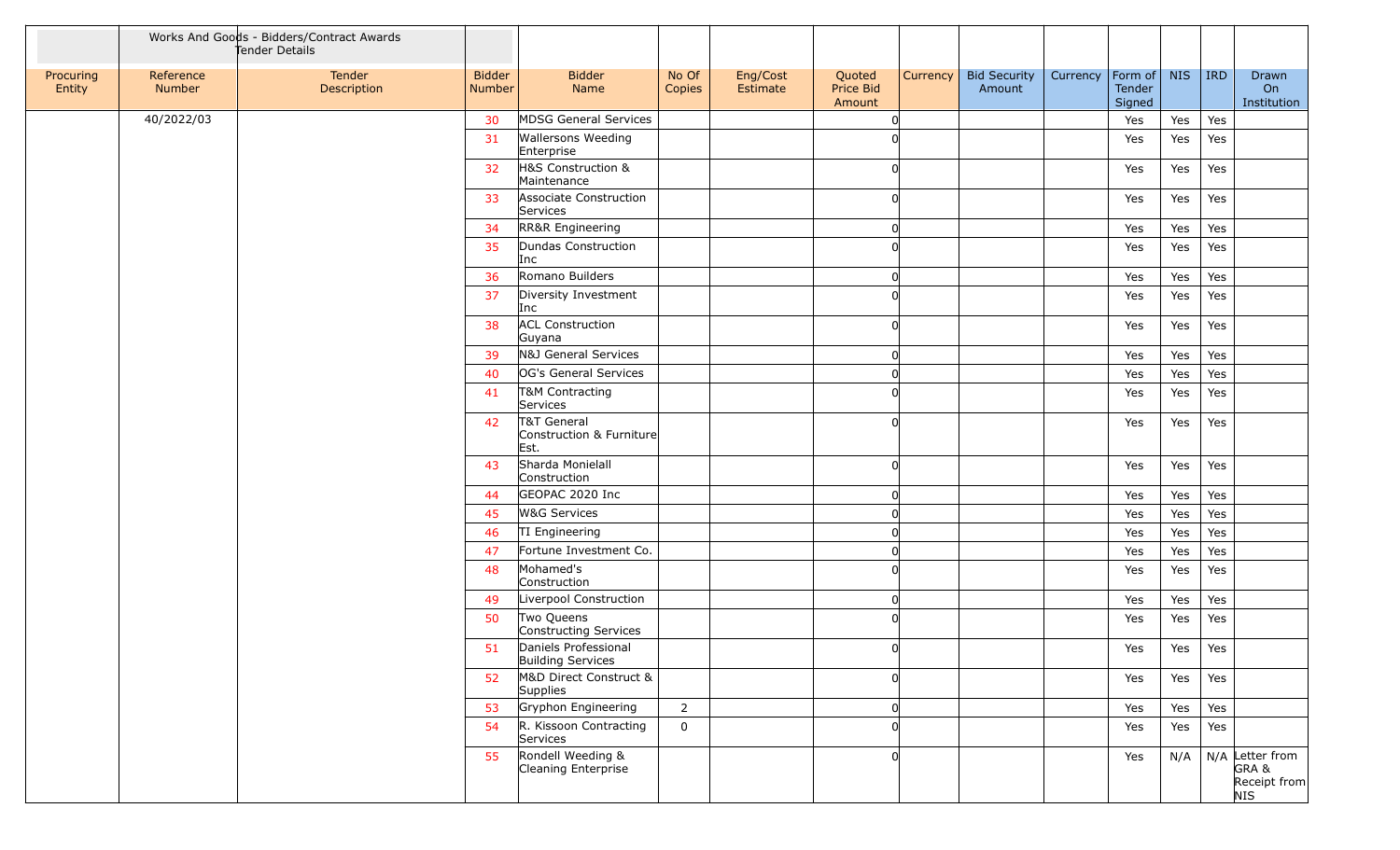| Procuring Entity | Reference Number | Works And Goods - Bidders/Contract Awards Tender Details Tender Description | Bidder Number | Bidder Name | No Of Copies | Eng/Cost Estimate | Quoted Price Bid Amount | Currency | Bid Security Amount | Currency | Form of Tender Signed | NIS | IRD | Drawn On Institution |
|---|---|---|---|---|---|---|---|---|---|---|---|---|---|---|
| | 40/2022/03 | | 30 | MDSG General Services | | | 0 | | | | Yes | Yes | Yes | |
| | | | 31 | Wallersons Weeding Enterprise | | | 0 | | | | Yes | Yes | Yes | |
| | | | 32 | H&S Construction & Maintenance | | | 0 | | | | Yes | Yes | Yes | |
| | | | 33 | Associate Construction Services | | | 0 | | | | Yes | Yes | Yes | |
| | | | 34 | RR&R Engineering | | | 0 | | | | Yes | Yes | Yes | |
| | | | 35 | Dundas Construction Inc | | | 0 | | | | Yes | Yes | Yes | |
| | | | 36 | Romano Builders | | | 0 | | | | Yes | Yes | Yes | |
| | | | 37 | Diversity Investment Inc | | | 0 | | | | Yes | Yes | Yes | |
| | | | 38 | ACL Construction Guyana | | | 0 | | | | Yes | Yes | Yes | |
| | | | 39 | N&J General Services | | | 0 | | | | Yes | Yes | Yes | |
| | | | 40 | OG's General Services | | | 0 | | | | Yes | Yes | Yes | |
| | | | 41 | T&M Contracting Services | | | 0 | | | | Yes | Yes | Yes | |
| | | | 42 | T&T General Construction & Furniture Est. | | | 0 | | | | Yes | Yes | Yes | |
| | | | 43 | Sharda Monielall Construction | | | 0 | | | | Yes | Yes | Yes | |
| | | | 44 | GEOPAC 2020 Inc | | | 0 | | | | Yes | Yes | Yes | |
| | | | 45 | W&G Services | | | 0 | | | | Yes | Yes | Yes | |
| | | | 46 | TI Engineering | | | 0 | | | | Yes | Yes | Yes | |
| | | | 47 | Fortune Investment Co. | | | 0 | | | | Yes | Yes | Yes | |
| | | | 48 | Mohamed's Construction | | | 0 | | | | Yes | Yes | Yes | |
| | | | 49 | Liverpool Construction | | | 0 | | | | Yes | Yes | Yes | |
| | | | 50 | Two Queens Constructing Services | | | 0 | | | | Yes | Yes | Yes | |
| | | | 51 | Daniels Professional Building Services | | | 0 | | | | Yes | Yes | Yes | |
| | | | 52 | M&D Direct Construct & Supplies | | | 0 | | | | Yes | Yes | Yes | |
| | | | 53 | Gryphon Engineering | 2 | | 0 | | | | Yes | Yes | Yes | |
| | | | 54 | R. Kissoon Contracting Services | 0 | | 0 | | | | Yes | Yes | Yes | |
| | | | 55 | Rondell Weeding & Cleaning Enterprise | | | 0 | | | | Yes | N/A | N/A | Letter from GRA & Receipt from NIS |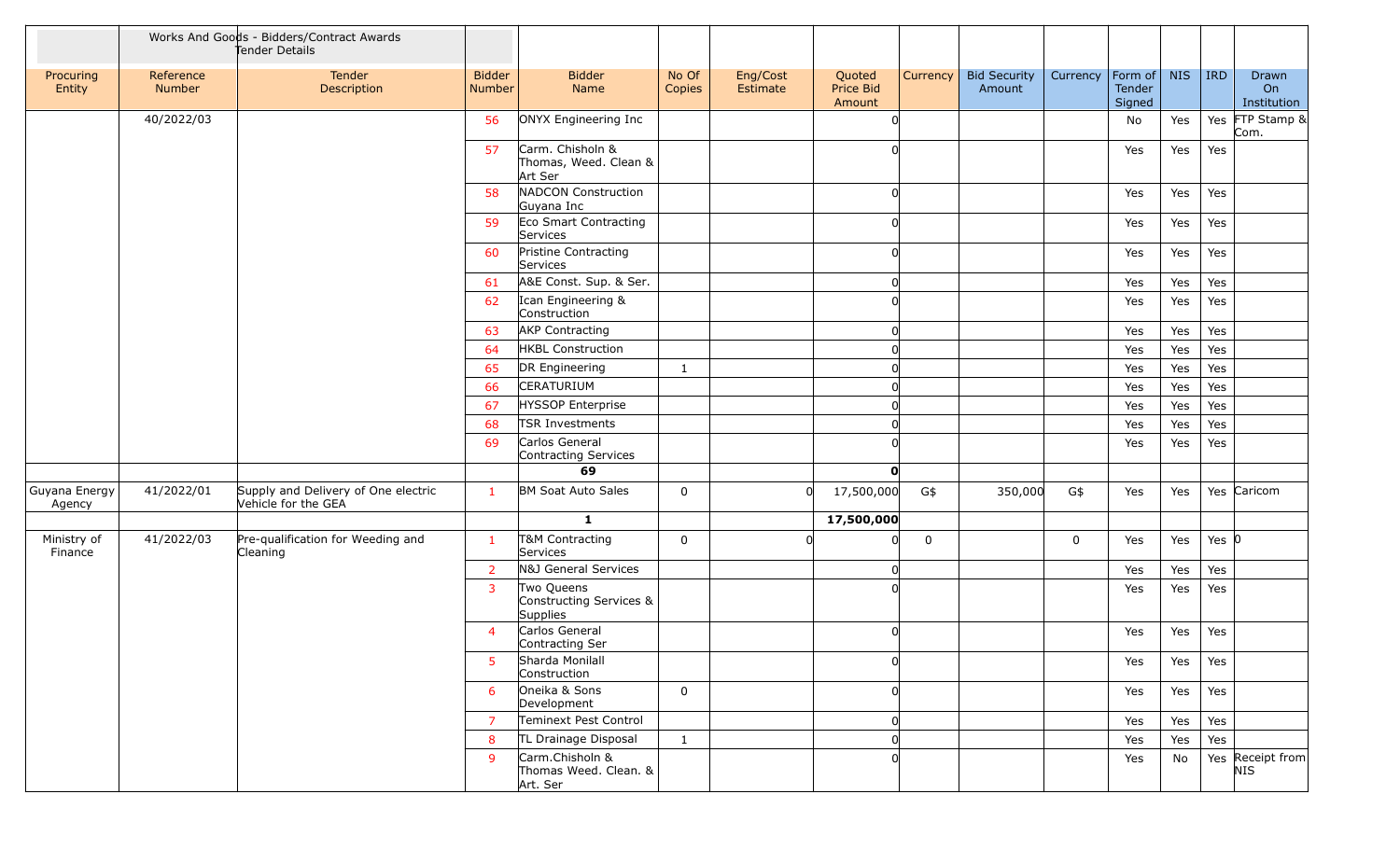| | Works And Goods - Bidders/Contract Awards Tender Details | | | | | | | | | | | | | | |
|---|---|---|---|---|---|---|---|---|---|---|---|---|---|---|---|
| Procuring Entity | Reference Number | Tender Description | Bidder Number | Bidder Name | No Of Copies | Eng/Cost Estimate | Quoted Price Bid Amount | Currency | Bid Security Amount | Currency | Form of Tender Signed | NIS | IRD | Drawn On Institution |
| | 40/2022/03 | | 56 | ONYX Engineering Inc | | | 0 | | | | No | Yes | Yes | FTP Stamp & Com. |
| | | | 57 | Carm. Chisholn & Thomas, Weed. Clean & Art Ser | | | 0 | | | | Yes | Yes | Yes | |
| | | | 58 | NADCON Construction Guyana Inc | | | 0 | | | | Yes | Yes | Yes | |
| | | | 59 | Eco Smart Contracting Services | | | 0 | | | | Yes | Yes | Yes | |
| | | | 60 | Pristine Contracting Services | | | 0 | | | | Yes | Yes | Yes | |
| | | | 61 | A&E Const. Sup. & Ser. | | | 0 | | | | Yes | Yes | Yes | |
| | | | 62 | Ican Engineering & Construction | | | 0 | | | | Yes | Yes | Yes | |
| | | | 63 | AKP Contracting | | | 0 | | | | Yes | Yes | Yes | |
| | | | 64 | HKBL Construction | | | 0 | | | | Yes | Yes | Yes | |
| | | | 65 | DR Engineering | 1 | | 0 | | | | Yes | Yes | Yes | |
| | | | 66 | CERATURIUM | | | 0 | | | | Yes | Yes | Yes | |
| | | | 67 | HYSSOP Enterprise | | | 0 | | | | Yes | Yes | Yes | |
| | | | 68 | TSR Investments | | | 0 | | | | Yes | Yes | Yes | |
| | | | 69 | Carlos General Contracting Services | | | 0 | | | | Yes | Yes | Yes | |
| | | | | **69** | | | **0** | | | | | | | |
| Guyana Energy Agency | 41/2022/01 | Supply and Delivery of One electric Vehicle for the GEA | 1 | BM Soat Auto Sales | 0 | 0 | 17,500,000 | G$ | 350,000 | G$ | Yes | Yes | Yes | Caricom |
| | | | | **1** | | | **17,500,000** | | | | | | | |
| Ministry of Finance | 41/2022/03 | Pre-qualification for Weeding and Cleaning | 1 | T&M Contracting Services | 0 | 0 | 0 | 0 | | 0 | Yes | Yes | Yes | 0 |
| | | | 2 | N&J General Services | | | 0 | | | | Yes | Yes | Yes | |
| | | | 3 | Two Queens Constructing Services & Supplies | | | 0 | | | | Yes | Yes | Yes | |
| | | | 4 | Carlos General Contracting Ser | | | 0 | | | | Yes | Yes | Yes | |
| | | | 5 | Sharda Monilall Construction | | | 0 | | | | Yes | Yes | Yes | |
| | | | 6 | Oneika & Sons Development | 0 | | 0 | | | | Yes | Yes | Yes | |
| | | | 7 | Teminext Pest Control | | | 0 | | | | Yes | Yes | Yes | |
| | | | 8 | TL Drainage Disposal | 1 | | 0 | | | | Yes | Yes | Yes | |
| | | | 9 | Carm.Chisholn & Thomas Weed. Clean. & Art. Ser | | | 0 | | | | Yes | No | Yes | Receipt from NIS |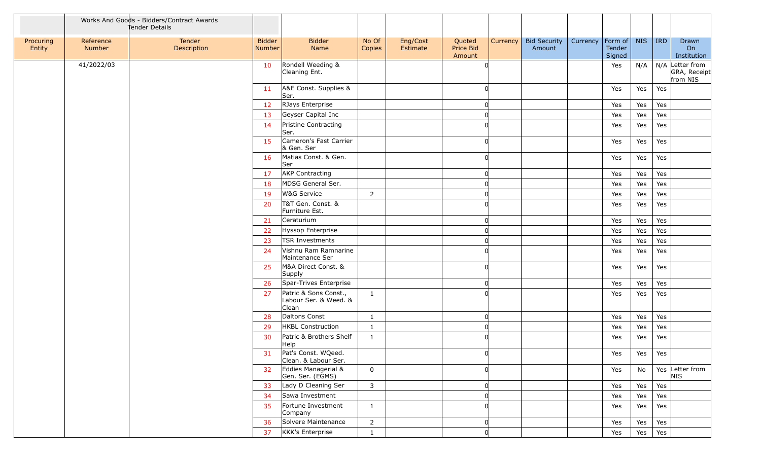| | Works And Goods - Bidders/Contract Awards Tender Details | | | | | | | | | | | | | |
|---|---|---|---|---|---|---|---|---|---|---|---|---|---|---|
| Procuring Entity | Reference Number | Tender Description | Bidder Number | Bidder Name | No Of Copies | Eng/Cost Estimate | Quoted Price Bid Amount | Currency | Bid Security Amount | Currency | Form of Tender Signed | NIS | IRD | Drawn On Institution |
| | 41/2022/03 | | 10 | Rondell Weeding & Cleaning Ent. | | | 0 | | | | Yes | N/A | N/A | Letter from GRA, Receipt from NIS |
| | | | 11 | A&E Const. Supplies & Ser. | | | 0 | | | | Yes | Yes | Yes | |
| | | | 12 | RJays Enterprise | | | 0 | | | | Yes | Yes | Yes | |
| | | | 13 | Geyser Capital Inc | | | 0 | | | | Yes | Yes | Yes | |
| | | | 14 | Pristine Contracting Ser. | | | 0 | | | | Yes | Yes | Yes | |
| | | | 15 | Cameron's Fast Carrier & Gen. Ser | | | 0 | | | | Yes | Yes | Yes | |
| | | | 16 | Matias Const. & Gen. Ser | | | 0 | | | | Yes | Yes | Yes | |
| | | | 17 | AKP Contracting | | | 0 | | | | Yes | Yes | Yes | |
| | | | 18 | MDSG General Ser. | | | 0 | | | | Yes | Yes | Yes | |
| | | | 19 | W&G Service | 2 | | 0 | | | | Yes | Yes | Yes | |
| | | | 20 | T&T Gen. Const. & Furniture Est. | | | 0 | | | | Yes | Yes | Yes | |
| | | | 21 | Ceraturium | | | 0 | | | | Yes | Yes | Yes | |
| | | | 22 | Hyssop Enterprise | | | 0 | | | | Yes | Yes | Yes | |
| | | | 23 | TSR Investments | | | 0 | | | | Yes | Yes | Yes | |
| | | | 24 | Vishnu Ram Ramnarine Maintenance Ser | | | 0 | | | | Yes | Yes | Yes | |
| | | | 25 | M&A Direct Const. & Supply | | | 0 | | | | Yes | Yes | Yes | |
| | | | 26 | Spar-Trives Enterprise | | | 0 | | | | Yes | Yes | Yes | |
| | | | 27 | Patric & Sons Const., Labour Ser. & Weed. & Clean | 1 | | 0 | | | | Yes | Yes | Yes | |
| | | | 28 | Daltons Const | 1 | | 0 | | | | Yes | Yes | Yes | |
| | | | 29 | HKBL Construction | 1 | | 0 | | | | Yes | Yes | Yes | |
| | | | 30 | Patric & Brothers Shelf Help | 1 | | 0 | | | | Yes | Yes | Yes | |
| | | | 31 | Pat's Const. WQeed. Clean. & Labour Ser. | | | 0 | | | | Yes | Yes | Yes | |
| | | | 32 | Eddies Managerial & Gen. Ser. (EGMS) | 0 | | 0 | | | | Yes | No | Yes | Letter from NIS |
| | | | 33 | Lady D Cleaning Ser | 3 | | 0 | | | | Yes | Yes | Yes | |
| | | | 34 | Sawa Investment | | | 0 | | | | Yes | Yes | Yes | |
| | | | 35 | Fortune Investment Company | 1 | | 0 | | | | Yes | Yes | Yes | |
| | | | 36 | Solvere Maintenance | 2 | | 0 | | | | Yes | Yes | Yes | |
| | | | 37 | KKK's Enterprise | 1 | | 0 | | | | Yes | Yes | Yes | |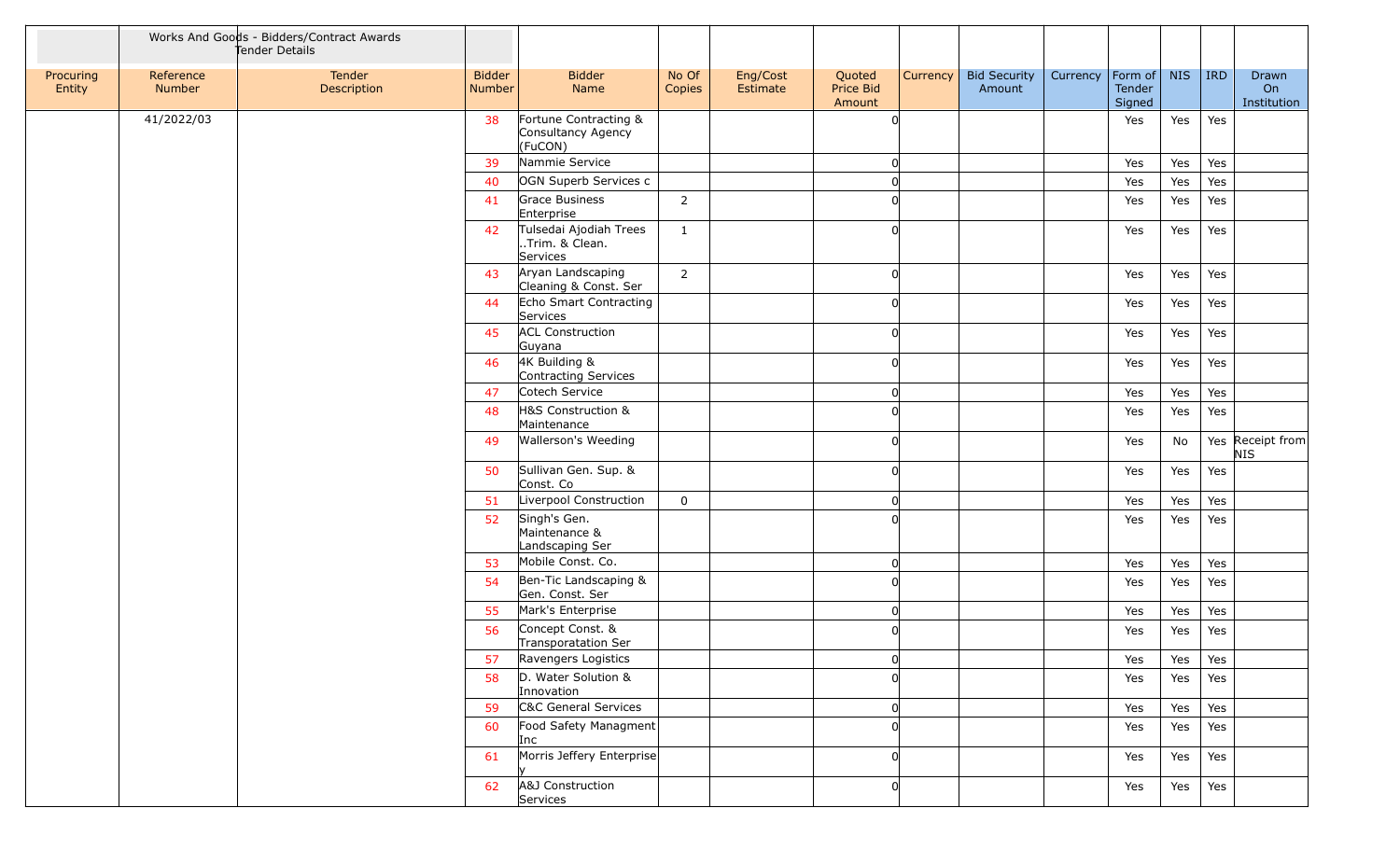| | Works And Goods - Bidders/Contract Awards Tender Details | | | | | | | | | | | | | |
|---|---|---|---|---|---|---|---|---|---|---|---|---|---|---|
| Procuring Entity | Reference Number | Tender Description | Bidder Number | Bidder Name | No Of Copies | Eng/Cost Estimate | Quoted Price Bid Amount | Currency | Bid Security Amount | Currency | Form of Tender Signed | NIS | IRD | Drawn On Institution |
| | 41/2022/03 | | 38 | Fortune Contracting & Consultancy Agency (FuCON) | | | 0 | | | | Yes | Yes | Yes | |
| | | | 39 | Nammie Service | | | 0 | | | | Yes | Yes | Yes | |
| | | | 40 | OGN Superb Services c | | | 0 | | | | Yes | Yes | Yes | |
| | | | 41 | Grace Business Enterprise | 2 | | 0 | | | | Yes | Yes | Yes | |
| | | | 42 | Tulsedai Ajodiah Trees ..Trim. & Clean. Services | 1 | | 0 | | | | Yes | Yes | Yes | |
| | | | 43 | Aryan Landscaping Cleaning & Const. Ser | 2 | | 0 | | | | Yes | Yes | Yes | |
| | | | 44 | Echo Smart Contracting Services | | | 0 | | | | Yes | Yes | Yes | |
| | | | 45 | ACL Construction Guyana | | | 0 | | | | Yes | Yes | Yes | |
| | | | 46 | 4K Building & Contracting Services | | | 0 | | | | Yes | Yes | Yes | |
| | | | 47 | Cotech Service | | | 0 | | | | Yes | Yes | Yes | |
| | | | 48 | H&S Construction & Maintenance | | | 0 | | | | Yes | Yes | Yes | |
| | | | 49 | Wallerson's Weeding | | | 0 | | | | Yes | No | Yes | Receipt from NIS |
| | | | 50 | Sullivan Gen. Sup. & Const. Co | | | 0 | | | | Yes | Yes | Yes | |
| | | | 51 | Liverpool Construction | 0 | | 0 | | | | Yes | Yes | Yes | |
| | | | 52 | Singh's Gen. Maintenance & Landscaping Ser | | | 0 | | | | Yes | Yes | Yes | |
| | | | 53 | Mobile Const. Co. | | | 0 | | | | Yes | Yes | Yes | |
| | | | 54 | Ben-Tic Landscaping & Gen. Const. Ser | | | 0 | | | | Yes | Yes | Yes | |
| | | | 55 | Mark's Enterprise | | | 0 | | | | Yes | Yes | Yes | |
| | | | 56 | Concept Const. & Transporatation Ser | | | 0 | | | | Yes | Yes | Yes | |
| | | | 57 | Ravengers Logistics | | | 0 | | | | Yes | Yes | Yes | |
| | | | 58 | D. Water Solution & Innovation | | | 0 | | | | Yes | Yes | Yes | |
| | | | 59 | C&C General Services | | | 0 | | | | Yes | Yes | Yes | |
| | | | 60 | Food Safety Managment Inc | | | 0 | | | | Yes | Yes | Yes | |
| | | | 61 | Morris Jeffery Enterprise y | | | 0 | | | | Yes | Yes | Yes | |
| | | | 62 | A&J Construction Services | | | 0 | | | | Yes | Yes | Yes | |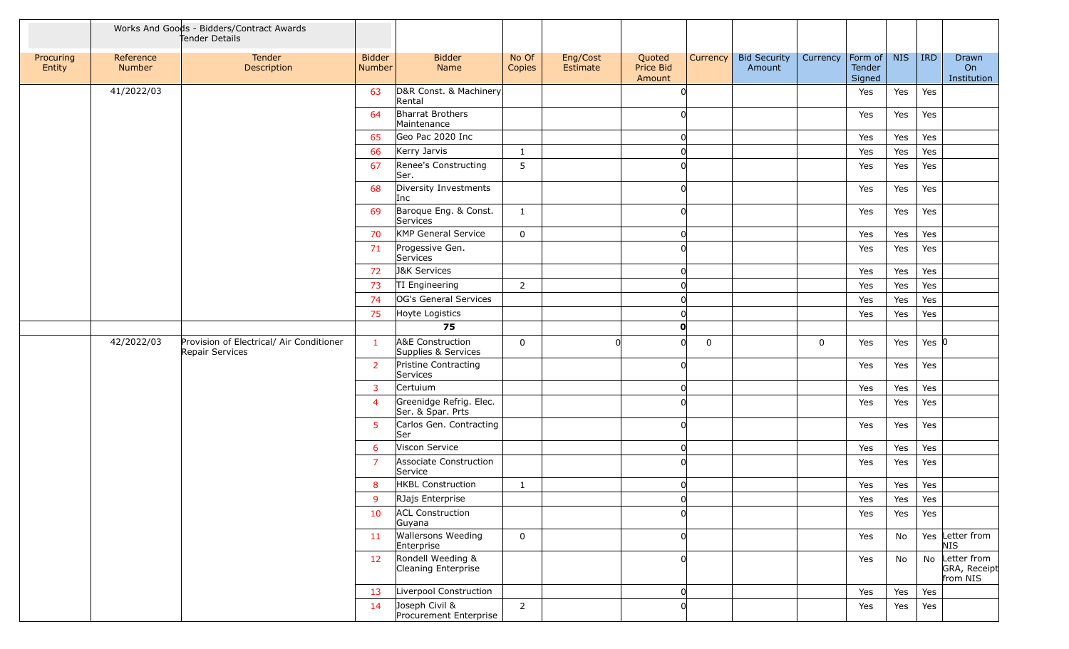| | Works And Goods - Bidders/Contract Awards Tender Details | | | | | | | | | | | | | |
|---|---|---|---|---|---|---|---|---|---|---|---|---|---|---|
| Procuring Entity | Reference Number | Tender Description | Bidder Number | Bidder Name | No Of Copies | Eng/Cost Estimate | Quoted Price Bid Amount | Currency | Bid Security Amount | Currency | Form of Tender Signed | NIS | IRD | Drawn On Institution |
| | 41/2022/03 | | 63 | D&R Const. & Machinery Rental | | | 0 | | | | Yes | Yes | Yes | |
| | | | 64 | Bharrat Brothers Maintenance | | | 0 | | | | Yes | Yes | Yes | |
| | | | 65 | Geo Pac 2020 Inc | | | 0 | | | | Yes | Yes | Yes | |
| | | | 66 | Kerry Jarvis | 1 | | 0 | | | | Yes | Yes | Yes | |
| | | | 67 | Renee's Constructing Ser. | 5 | | 0 | | | | Yes | Yes | Yes | |
| | | | 68 | Diversity Investments Inc | | | 0 | | | | Yes | Yes | Yes | |
| | | | 69 | Baroque Eng. & Const. Services | 1 | | 0 | | | | Yes | Yes | Yes | |
| | | | 70 | KMP General Service | 0 | | 0 | | | | Yes | Yes | Yes | |
| | | | 71 | Progessive Gen. Services | | | 0 | | | | Yes | Yes | Yes | |
| | | | 72 | J&K Services | | | 0 | | | | Yes | Yes | Yes | |
| | | | 73 | TI Engineering | 2 | | 0 | | | | Yes | Yes | Yes | |
| | | | 74 | OG's General Services | | | 0 | | | | Yes | Yes | Yes | |
| | | | 75 | Hoyte Logistics | | | 0 | | | | Yes | Yes | Yes | |
| | | | | **75** | | | **0** | | | | | | | |
| | 42/2022/03 | Provision of Electrical/ Air Conditioner Repair Services | 1 | A&E Construction Supplies & Services | 0 | 0 | 0 | 0 | | 0 | Yes | Yes | Yes | 0 |
| | | | 2 | Pristine Contracting Services | | | 0 | | | | Yes | Yes | Yes | |
| | | | 3 | Certuium | | | 0 | | | | Yes | Yes | Yes | |
| | | | 4 | Greenidge Refrig. Elec. Ser. & Spar. Prts | | | 0 | | | | Yes | Yes | Yes | |
| | | | 5 | Carlos Gen. Contracting Ser | | | 0 | | | | Yes | Yes | Yes | |
| | | | 6 | Viscon Service | | | 0 | | | | Yes | Yes | Yes | |
| | | | 7 | Associate Construction Service | | | 0 | | | | Yes | Yes | Yes | |
| | | | 8 | HKBL Construction | 1 | | 0 | | | | Yes | Yes | Yes | |
| | | | 9 | RJajs Enterprise | | | 0 | | | | Yes | Yes | Yes | |
| | | | 10 | ACL Construction Guyana | | | 0 | | | | Yes | Yes | Yes | |
| | | | 11 | Wallersons Weeding Enterprise | 0 | | 0 | | | | Yes | No | Yes | Letter from NIS |
| | | | 12 | Rondell Weeding & Cleaning Enterprise | | | 0 | | | | Yes | No | No | Letter from GRA, Receipt from NIS |
| | | | 13 | Liverpool Construction | | | 0 | | | | Yes | Yes | Yes | |
| | | | 14 | Joseph Civil & Procurement Enterprise | 2 | | 0 | | | | Yes | Yes | Yes | |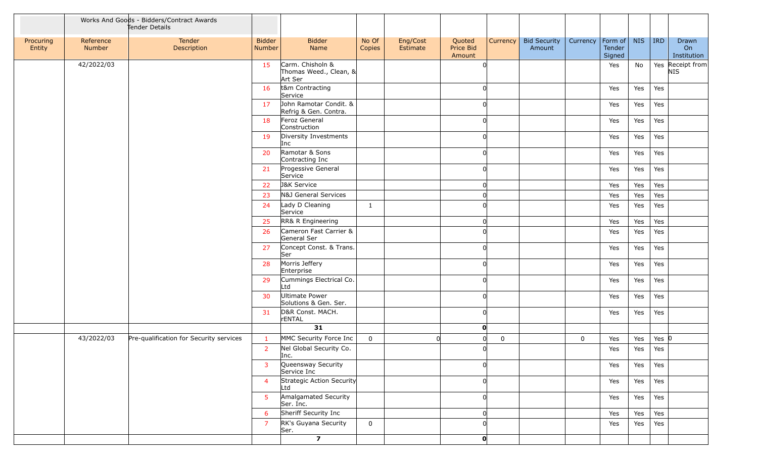| | Works And Goods - Bidders/Contract Awards Tender Details | | | | | | | | | | | | | |
|---|---|---|---|---|---|---|---|---|---|---|---|---|---|---|
| Procuring Entity | Reference Number | Tender Description | Bidder Number | Bidder Name | No Of Copies | Eng/Cost Estimate | Quoted Price Bid Amount | Currency | Bid Security Amount | Currency | Form of Tender Signed | NIS | IRD | Drawn On Institution |
| | 42/2022/03 | | 15 | Carm. Chisholn & Thomas Weed., Clean, & Art Ser | | | 0 | | | | Yes | No | Yes | Receipt from NIS |
| | | | 16 | t&m Contracting Service | | | 0 | | | | Yes | Yes | Yes | |
| | | | 17 | John Ramotar Condit. & Refrig & Gen. Contra. | | | 0 | | | | Yes | Yes | Yes | |
| | | | 18 | Feroz General Construction | | | 0 | | | | Yes | Yes | Yes | |
| | | | 19 | Diversity Investments Inc | | | 0 | | | | Yes | Yes | Yes | |
| | | | 20 | Ramotar & Sons Contracting Inc | | | 0 | | | | Yes | Yes | Yes | |
| | | | 21 | Progessive General Service | | | 0 | | | | Yes | Yes | Yes | |
| | | | 22 | J&K Service | | | 0 | | | | Yes | Yes | Yes | |
| | | | 23 | N&J General Services | | | 0 | | | | Yes | Yes | Yes | |
| | | | 24 | Lady D Cleaning Service | 1 | | 0 | | | | Yes | Yes | Yes | |
| | | | 25 | RR& R Engineering | | | 0 | | | | Yes | Yes | Yes | |
| | | | 26 | Cameron Fast Carrier & General Ser | | | 0 | | | | Yes | Yes | Yes | |
| | | | 27 | Concept Const. & Trans. Ser | | | 0 | | | | Yes | Yes | Yes | |
| | | | 28 | Morris Jeffery Enterprise | | | 0 | | | | Yes | Yes | Yes | |
| | | | 29 | Cummings Electrical Co. Ltd | | | 0 | | | | Yes | Yes | Yes | |
| | | | 30 | Ultimate Power Solutions & Gen. Ser. | | | 0 | | | | Yes | Yes | Yes | |
| | | | 31 | D&R Const. MACH. rENTAL | | | 0 | | | | Yes | Yes | Yes | |
| | | | | **31** | | | **0** | | | | | | | |
| | 43/2022/03 | Pre-qualification for Security services | 1 | MMC Security Force Inc | 0 | 0 | 0 | 0 | | 0 | Yes | Yes | Yes | 0 |
| | | | 2 | Nel Global Security Co. Inc. | | | 0 | | | | Yes | Yes | Yes | |
| | | | 3 | Queensway Security Service Inc | | | 0 | | | | Yes | Yes | Yes | |
| | | | 4 | Strategic Action Security Ltd | | | 0 | | | | Yes | Yes | Yes | |
| | | | 5 | Amalgamated Security Ser. Inc. | | | 0 | | | | Yes | Yes | Yes | |
| | | | 6 | Sheriff Security Inc | | | 0 | | | | Yes | Yes | Yes | |
| | | | 7 | RK's Guyana Security Ser. | 0 | | 0 | | | | Yes | Yes | Yes | |
| | | | | **7** | | | **0** | | | | | | | |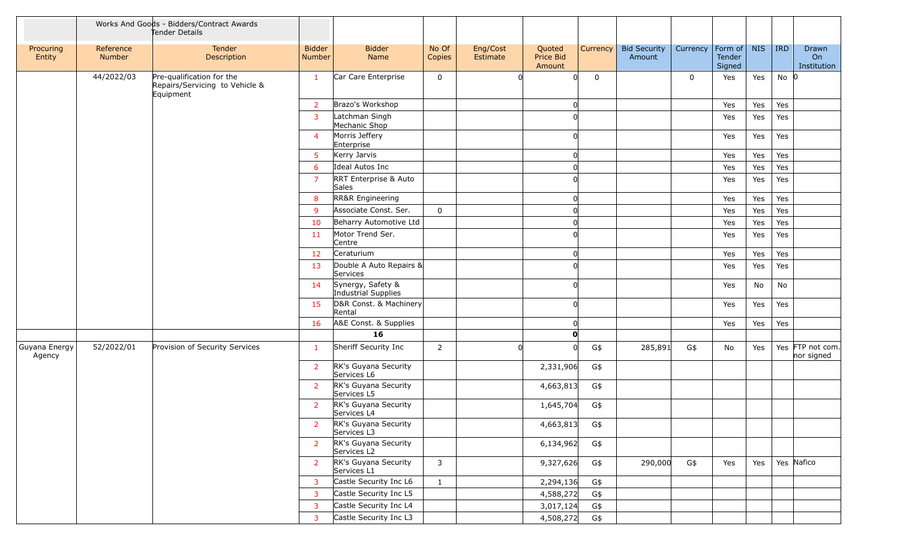| | Works And Goods - Bidders/Contract Awards Tender Details | | | | | | | | | | | | | |
|---|---|---|---|---|---|---|---|---|---|---|---|---|---|---|
| Procuring Entity | Reference Number | Tender Description | Bidder Number | Bidder Name | No Of Copies | Eng/Cost Estimate | Quoted Price Bid Amount | Currency | Bid Security Amount | Currency | Form of Tender Signed | NIS | IRD | Drawn On Institution |
| | 44/2022/03 | Pre-qualification for the Repairs/Servicing to Vehicle & Equipment | 1 | Car Care Enterprise | 0 | 0 | 0 | 0 | | 0 | Yes | Yes | No | 0 |
| | | | 2 | Brazo's Workshop | | | 0 | | | | Yes | Yes | Yes | |
| | | | 3 | Latchman Singh Mechanic Shop | | | 0 | | | | Yes | Yes | Yes | |
| | | | 4 | Morris Jeffery Enterprise | | | 0 | | | | Yes | Yes | Yes | |
| | | | 5 | Kerry Jarvis | | | 0 | | | | Yes | Yes | Yes | |
| | | | 6 | Ideal Autos Inc | | | 0 | | | | Yes | Yes | Yes | |
| | | | 7 | RRT Enterprise & Auto Sales | | | 0 | | | | Yes | Yes | Yes | |
| | | | 8 | RR&R Engineering | | | 0 | | | | Yes | Yes | Yes | |
| | | | 9 | Associate Const. Ser. | 0 | | 0 | | | | Yes | Yes | Yes | |
| | | | 10 | Beharry Automotive Ltd | | | 0 | | | | Yes | Yes | Yes | |
| | | | 11 | Motor Trend Ser. Centre | | | 0 | | | | Yes | Yes | Yes | |
| | | | 12 | Ceraturium | | | 0 | | | | Yes | Yes | Yes | |
| | | | 13 | Double A Auto Repairs & Services | | | 0 | | | | Yes | Yes | Yes | |
| | | | 14 | Synergy, Safety & Industrial Supplies | | | 0 | | | | Yes | No | No | |
| | | | 15 | D&R Const. & Machinery Rental | | | 0 | | | | Yes | Yes | Yes | |
| | | | 16 | A&E Const. & Supplies | | | 0 | | | | Yes | Yes | Yes | |
| | | | | **16** | | | **0** | | | | | | | |
| Guyana Energy Agency | 52/2022/01 | Provision of Security Services | 1 | Sheriff Security Inc | 2 | 0 | 0 | G$ | 285,891 | G$ | No | Yes | Yes | FTP not com. nor signed |
| | | | 2 | RK's Guyana Security Services L6 | | | 2,331,906 | G$ | | | | | | |
| | | | 2 | RK's Guyana Security Services L5 | | | 4,663,813 | G$ | | | | | | |
| | | | 2 | RK's Guyana Security Services L4 | | | 1,645,704 | G$ | | | | | | |
| | | | 2 | RK's Guyana Security Services L3 | | | 4,663,813 | G$ | | | | | | |
| | | | 2 | RK's Guyana Security Services L2 | | | 6,134,962 | G$ | | | | | | |
| | | | 2 | RK's Guyana Security Services L1 | 3 | | 9,327,626 | G$ | 290,000 | G$ | Yes | Yes | Yes | Nafico |
| | | | 3 | Castle Security Inc L6 | 1 | | 2,294,136 | G$ | | | | | | |
| | | | 3 | Castle Security Inc L5 | | | 4,588,272 | G$ | | | | | | |
| | | | 3 | Castle Security Inc L4 | | | 3,017,124 | G$ | | | | | | |
| | | | 3 | Castle Security Inc L3 | | | 4,508,272 | G$ | | | | | | |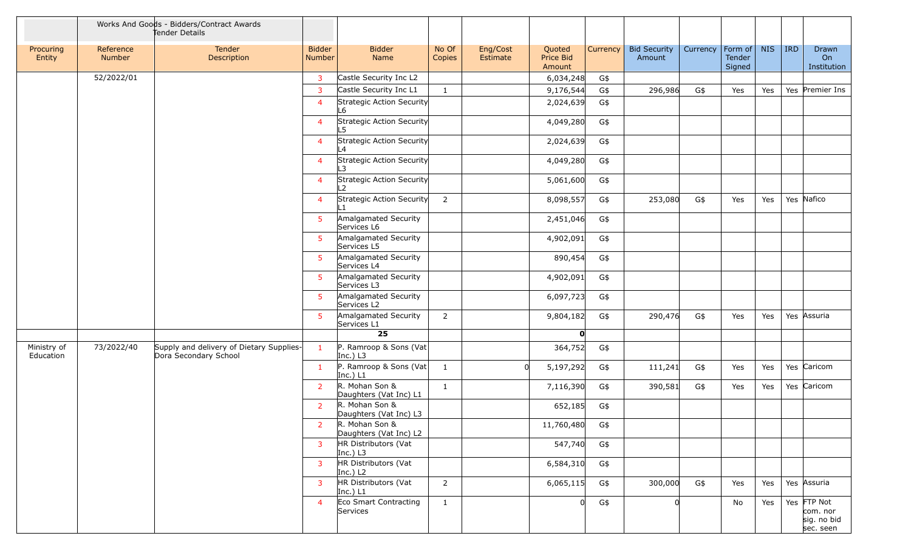| | Works And Goods - Bidders/Contract Awards Tender Details | | | | | | | | | | | | | |
|---|---|---|---|---|---|---|---|---|---|---|---|---|---|---|
| Procuring Entity | Reference Number | Tender Description | Bidder Number | Bidder Name | No Of Copies | Eng/Cost Estimate | Quoted Price Bid Amount | Currency | Bid Security Amount | Currency | Form of Tender Signed | NIS | IRD | Drawn On Institution |
| | 52/2022/01 | | 3 | Castle Security Inc L2 | | | 6,034,248 | G$ | | | | | | |
| | | | 3 | Castle Security Inc L1 | 1 | | 9,176,544 | G$ | 296,986 | G$ | Yes | Yes | Yes | Premier Ins |
| | | | 4 | Strategic Action Security L6 | | | 2,024,639 | G$ | | | | | | |
| | | | 4 | Strategic Action Security L5 | | | 4,049,280 | G$ | | | | | | |
| | | | 4 | Strategic Action Security L4 | | | 2,024,639 | G$ | | | | | | |
| | | | 4 | Strategic Action Security L3 | | | 4,049,280 | G$ | | | | | | |
| | | | 4 | Strategic Action Security L2 | | | 5,061,600 | G$ | | | | | | |
| | | | 4 | Strategic Action Security L1 | 2 | | 8,098,557 | G$ | 253,080 | G$ | Yes | Yes | Yes | Nafico |
| | | | 5 | Amalgamated Security Services L6 | | | 2,451,046 | G$ | | | | | | |
| | | | 5 | Amalgamated Security Services L5 | | | 4,902,091 | G$ | | | | | | |
| | | | 5 | Amalgamated Security Services L4 | | | 890,454 | G$ | | | | | | |
| | | | 5 | Amalgamated Security Services L3 | | | 4,902,091 | G$ | | | | | | |
| | | | 5 | Amalgamated Security Services L2 | | | 6,097,723 | G$ | | | | | | |
| | | | 5 | Amalgamated Security Services L1 | 2 | | 9,804,182 | G$ | 290,476 | G$ | Yes | Yes | Yes | Assuria |
| | | | | **25** | | | **0** | | | | | | | |
| Ministry of Education | 73/2022/40 | Supply and delivery of Dietary Supplies-Dora Secondary School | 1 | P. Ramroop & Sons (Vat Inc.) L3 | | | 364,752 | G$ | | | | | | |
| | | | 1 | P. Ramroop & Sons (Vat Inc.) L1 | 1 | 0 | 5,197,292 | G$ | 111,241 | G$ | Yes | Yes | Yes | Caricom |
| | | | 2 | R. Mohan Son & Daughters (Vat Inc) L1 | 1 | | 7,116,390 | G$ | 390,581 | G$ | Yes | Yes | Yes | Caricom |
| | | | 2 | R. Mohan Son & Daughters (Vat Inc) L3 | | | 652,185 | G$ | | | | | | |
| | | | 2 | R. Mohan Son & Daughters (Vat Inc) L2 | | | 11,760,480 | G$ | | | | | | |
| | | | 3 | HR Distributors (Vat Inc.) L3 | | | 547,740 | G$ | | | | | | |
| | | | 3 | HR Distributors (Vat Inc.) L2 | | | 6,584,310 | G$ | | | | | | |
| | | | 3 | HR Distributors (Vat Inc.) L1 | 2 | | 6,065,115 | G$ | 300,000 | G$ | Yes | Yes | Yes | Assuria |
| | | | 4 | Eco Smart Contracting Services | 1 | | 0 | G$ | 0 | | No | Yes | Yes | FTP Not com. nor sig. no bid sec. seen |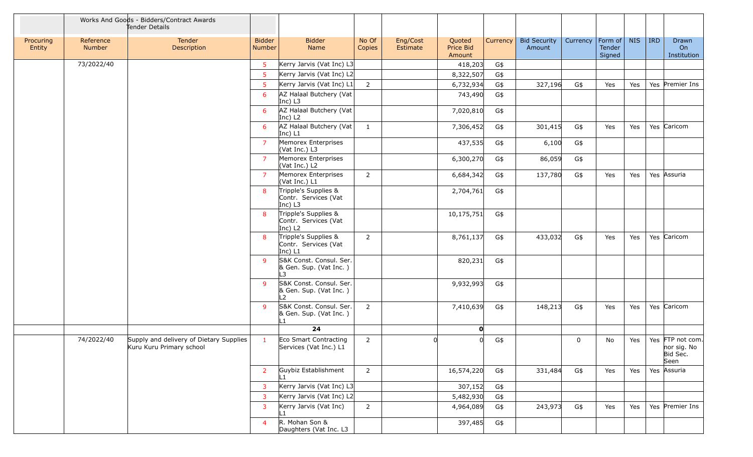| | Works And Goods - Bidders/Contract Awards Tender Details | | | | | | | | | | | | | |
|---|---|---|---|---|---|---|---|---|---|---|---|---|---|---|
| Procuring Entity | Reference Number | Tender Description | Bidder Number | Bidder Name | No Of Copies | Eng/Cost Estimate | Quoted Price Bid Amount | Currency | Bid Security Amount | Currency | Form of Tender Signed | NIS | IRD | Drawn On Institution |
| | 73/2022/40 | | 5 | Kerry Jarvis (Vat Inc) L3 | | | 418,203 | G$ | | | | | | |
| | | | 5 | Kerry Jarvis (Vat Inc) L2 | | | 8,322,507 | G$ | | | | | | |
| | | | 5 | Kerry Jarvis (Vat Inc) L1 | 2 | | 6,732,934 | G$ | 327,196 | G$ | Yes | Yes | Yes | Premier Ins |
| | | | 6 | AZ Halaal Butchery (Vat Inc) L3 | | | 743,490 | G$ | | | | | | |
| | | | 6 | AZ Halaal Butchery (Vat Inc) L2 | | | 7,020,810 | G$ | | | | | | |
| | | | 6 | AZ Halaal Butchery (Vat Inc) L1 | 1 | | 7,306,452 | G$ | 301,415 | G$ | Yes | Yes | Yes | Caricom |
| | | | 7 | Memorex Enterprises (Vat Inc.) L3 | | | 437,535 | G$ | 6,100 | G$ | | | | |
| | | | 7 | Memorex Enterprises (Vat Inc.) L2 | | | 6,300,270 | G$ | 86,059 | G$ | | | | |
| | | | 7 | Memorex Enterprises (Vat Inc.) L1 | 2 | | 6,684,342 | G$ | 137,780 | G$ | Yes | Yes | Yes | Assuria |
| | | | 8 | Tripple's Supplies & Contr. Services (Vat Inc) L3 | | | 2,704,761 | G$ | | | | | | |
| | | | 8 | Tripple's Supplies & Contr. Services (Vat Inc) L2 | | | 10,175,751 | G$ | | | | | | |
| | | | 8 | Tripple's Supplies & Contr. Services (Vat Inc) L1 | 2 | | 8,761,137 | G$ | 433,032 | G$ | Yes | Yes | Yes | Caricom |
| | | | 9 | S&K Const. Consul. Ser. & Gen. Sup. (Vat Inc. ) L3 | | | 820,231 | G$ | | | | | | |
| | | | 9 | S&K Const. Consul. Ser. & Gen. Sup. (Vat Inc. ) L2 | | | 9,932,993 | G$ | | | | | | |
| | | | 9 | S&K Const. Consul. Ser. & Gen. Sup. (Vat Inc. ) L1 | 2 | | 7,410,639 | G$ | 148,213 | G$ | Yes | Yes | Yes | Caricom |
| | | | | **24** | | | **0** | | | | | | | |
| | 74/2022/40 | Supply and delivery of Dietary Supplies Kuru Kuru Primary school | 1 | Eco Smart Contracting Services (Vat Inc.) L1 | 2 | 0 | 0 | G$ | | 0 | No | Yes | Yes | FTP not com. nor sig. No Bid Sec. Seen |
| | | | 2 | Guybiz Establishment L1 | 2 | | 16,574,220 | G$ | 331,484 | G$ | Yes | Yes | Yes | Assuria |
| | | | 3 | Kerry Jarvis (Vat Inc) L3 | | | 307,152 | G$ | | | | | | |
| | | | 3 | Kerry Jarvis (Vat Inc) L2 | | | 5,482,930 | G$ | | | | | | |
| | | | 3 | Kerry Jarvis (Vat Inc) L1 | 2 | | 4,964,089 | G$ | 243,973 | G$ | Yes | Yes | Yes | Premier Ins |
| | | | 4 | R. Mohan Son & Daughters (Vat Inc. L3 | | | 397,485 | G$ | | | | | | |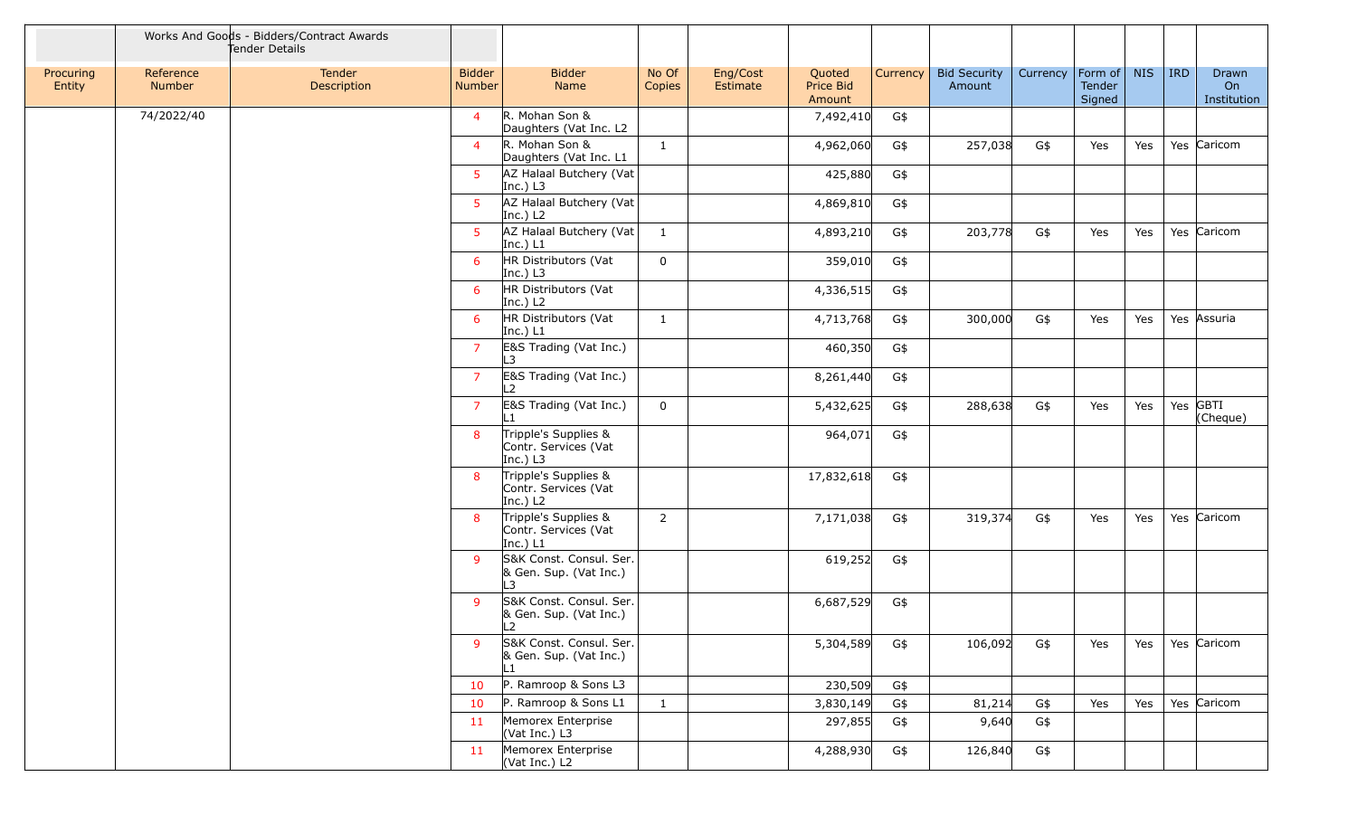| | Works And Goods - Bidders/Contract Awards Tender Details | | | | | | | | | | | | | | |
|---|---|---|---|---|---|---|---|---|---|---|---|---|---|---|---|
| Procuring Entity | Reference Number | Tender Description | Bidder Number | Bidder Name | No Of Copies | Eng/Cost Estimate | Quoted Price Bid Amount | Currency | Bid Security Amount | Currency | Form of Tender Signed | NIS | IRD | Drawn On Institution |
| | 74/2022/40 | | 4 | R. Mohan Son & Daughters (Vat Inc. L2 | | | 7,492,410 | G$ | | | | | | |
| | | | 4 | R. Mohan Son & Daughters (Vat Inc. L1 | 1 | | 4,962,060 | G$ | 257,038 | G$ | Yes | Yes | Yes | Caricom |
| | | | 5 | AZ Halaal Butchery (Vat Inc.) L3 | | | 425,880 | G$ | | | | | | |
| | | | 5 | AZ Halaal Butchery (Vat Inc.) L2 | | | 4,869,810 | G$ | | | | | | |
| | | | 5 | AZ Halaal Butchery (Vat Inc.) L1 | 1 | | 4,893,210 | G$ | 203,778 | G$ | Yes | Yes | Yes | Caricom |
| | | | 6 | HR Distributors (Vat Inc.) L3 | 0 | | 359,010 | G$ | | | | | | |
| | | | 6 | HR Distributors (Vat Inc.) L2 | | | 4,336,515 | G$ | | | | | | |
| | | | 6 | HR Distributors (Vat Inc.) L1 | 1 | | 4,713,768 | G$ | 300,000 | G$ | Yes | Yes | Yes | Assuria |
| | | | 7 | E&S Trading (Vat Inc.) L3 | | | 460,350 | G$ | | | | | | |
| | | | 7 | E&S Trading (Vat Inc.) L2 | | | 8,261,440 | G$ | | | | | | |
| | | | 7 | E&S Trading (Vat Inc.) L1 | 0 | | 5,432,625 | G$ | 288,638 | G$ | Yes | Yes | Yes | GBTI (Cheque) |
| | | | 8 | Tripple's Supplies & Contr. Services (Vat Inc.) L3 | | | 964,071 | G$ | | | | | | |
| | | | 8 | Tripple's Supplies & Contr. Services (Vat Inc.) L2 | | | 17,832,618 | G$ | | | | | | |
| | | | 8 | Tripple's Supplies & Contr. Services (Vat Inc.) L1 | 2 | | 7,171,038 | G$ | 319,374 | G$ | Yes | Yes | Yes | Caricom |
| | | | 9 | S&K Const. Consul. Ser. & Gen. Sup. (Vat Inc.) L3 | | | 619,252 | G$ | | | | | | |
| | | | 9 | S&K Const. Consul. Ser. & Gen. Sup. (Vat Inc.) L2 | | | 6,687,529 | G$ | | | | | | |
| | | | 9 | S&K Const. Consul. Ser. & Gen. Sup. (Vat Inc.) L1 | | | 5,304,589 | G$ | 106,092 | G$ | Yes | Yes | Yes | Caricom |
| | | | 10 | P. Ramroop & Sons L3 | | | 230,509 | G$ | | | | | | |
| | | | 10 | P. Ramroop & Sons L1 | 1 | | 3,830,149 | G$ | 81,214 | G$ | Yes | Yes | Yes | Caricom |
| | | | 11 | Memorex Enterprise (Vat Inc.) L3 | | | 297,855 | G$ | 9,640 | G$ | | | | |
| | | | 11 | Memorex Enterprise (Vat Inc.) L2 | | | 4,288,930 | G$ | 126,840 | G$ | | | | |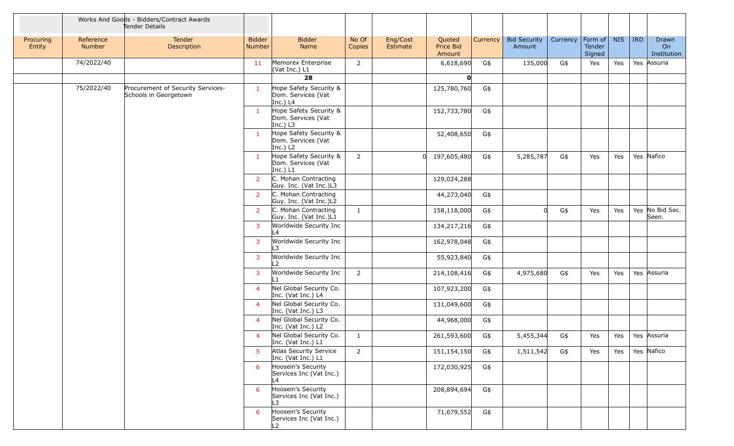| | Works And Goods - Bidders/Contract Awards Tender Details | | | | | | | | | | | | | | |
|---|---|---|---|---|---|---|---|---|---|---|---|---|---|---|---|
| Procuring Entity | Reference Number | Tender Description | Bidder Number | Bidder Name | No Of Copies | Eng/Cost Estimate | Quoted Price Bid Amount | Currency | Bid Security Amount | Currency | Form of Tender Signed | NIS | IRD | Drawn On Institution |
| | 74/2022/40 | | 11 | Memorex Enterprise (Vat Inc.) L1 | 2 | | 6,618,690 | G$ | 135,000 | G$ | Yes | Yes | Yes | Assuria |
| | | | | 28 | | | 0 | | | | | | | |
| | 75/2022/40 | Procurement of Security Services- Schools in Georgetown | 1 | Hope Safety Security & Dom. Services (Vat Inc.) L4 | | | 125,780,760 | G$ | | | | | | |
| | | | 1 | Hope Safety Security & Dom. Services (Vat Inc.) L3 | | | 152,733,780 | G$ | | | | | | |
| | | | 1 | Hope Safety Security & Dom. Services (Vat Inc.) L2 | | | 52,408,650 | G$ | | | | | | |
| | | | 1 | Hope Safety Security & Dom. Services (Vat Inc.) L1 | 2 | 0 | 197,605,480 | G$ | 5,285,787 | G$ | Yes | Yes | Yes | Nafico |
| | | | 2 | C. Mohan Contracting Guy. Inc. (Vat Inc.)L3 | | | 129,024,288 | | | | | | | |
| | | | 2 | C. Mohan Contracting Guy. Inc. (Vat Inc.)L2 | | | 44,273,040 | G$ | | | | | | |
| | | | 2 | C. Mohan Contracting Guy. Inc. (Vat Inc.)L1 | 1 | | 158,118,000 | G$ | 0 | G$ | Yes | Yes | Yes | No Bid Sec. Seen. |
| | | | 3 | Worldwide Security Inc L4 | | | 134,217,216 | G$ | | | | | | |
| | | | 3 | Worldwide Security Inc L3 | | | 162,978,048 | G$ | | | | | | |
| | | | 3 | Worldwide Security Inc L2 | | | 55,923,840 | G$ | | | | | | |
| | | | 3 | Worldwide Security Inc L1 | 2 | | 214,108,416 | G$ | 4,975,680 | G$ | Yes | Yes | Yes | Assuria |
| | | | 4 | Nel Global Security Co. Inc. (Vat Inc.) L4 | | | 107,923,200 | G$ | | | | | | |
| | | | 4 | Nel Global Security Co. Inc. (Vat Inc.) L3 | | | 131,049,600 | G$ | | | | | | |
| | | | 4 | Nel Global Security Co. Inc. (Vat Inc.) L2 | | | 44,968,000 | G$ | | | | | | |
| | | | 4 | Nel Global Security Co. Inc. (Vat Inc.) L1 | 1 | | 261,593,600 | G$ | 5,455,344 | G$ | Yes | Yes | Yes | Assuria |
| | | | 5 | Atlas Security Service Inc. (Vat Inc.) L1 | 2 | | 151,154,150 | G$ | 1,511,542 | G$ | Yes | Yes | Yes | Nafico |
| | | | 6 | Hoosein's Security Services Inc (Vat Inc.) L4 | | | 172,030,925 | G$ | | | | | | |
| | | | 6 | Hoosein's Security Services Inc (Vat Inc.) L3 | | | 208,894,694 | G$ | | | | | | |
| | | | 6 | Hoosein's Security Services Inc (Vat Inc.) L2 | | | 71,679,552 | G$ | | | | | | |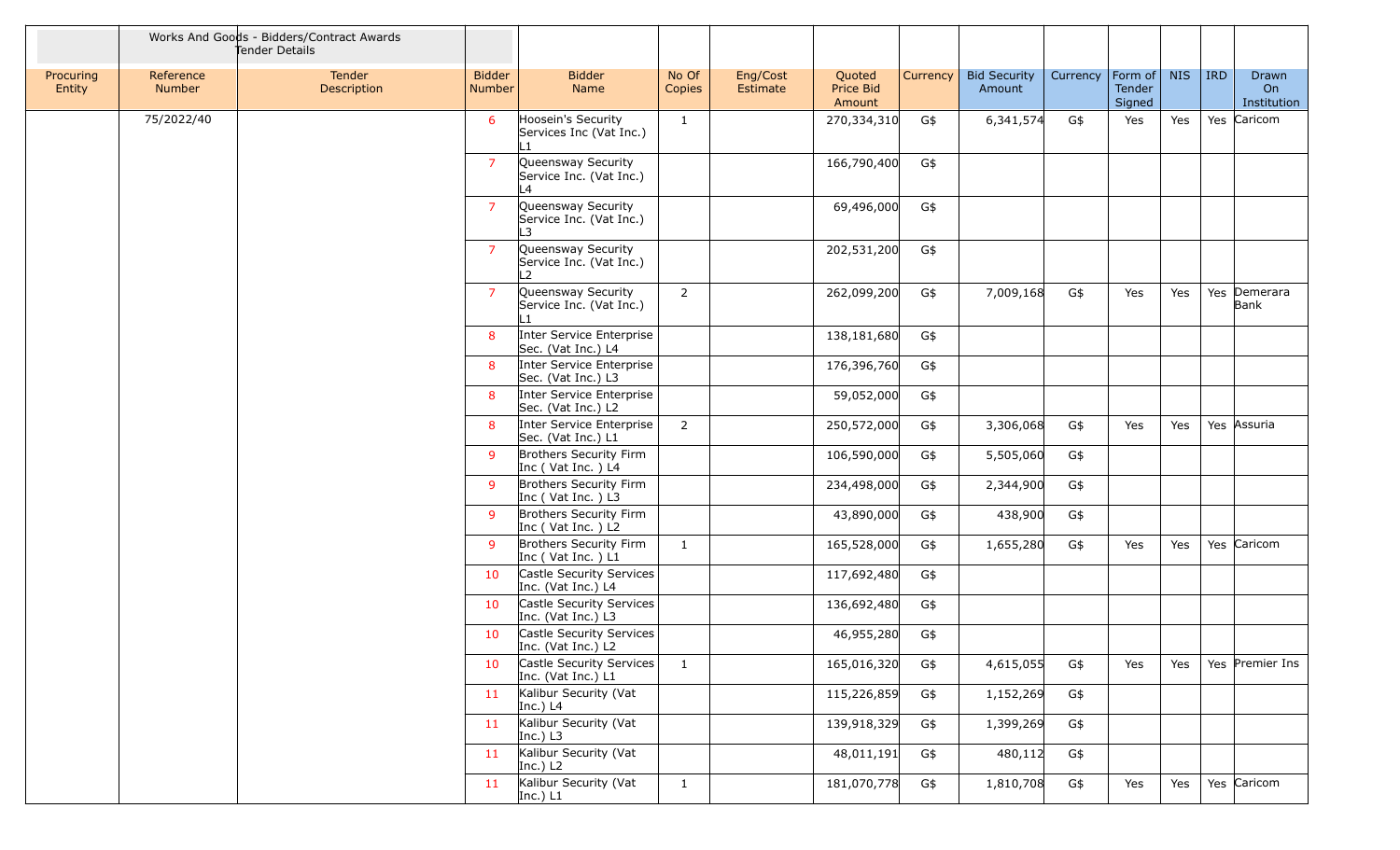| | Works And Goods - Bidders/Contract Awards Tender Details | | | | | | | | | | | | | | |
|---|---|---|---|---|---|---|---|---|---|---|---|---|---|---|---|
| Procuring Entity | Reference Number | Tender Description | Bidder Number | Bidder Name | No Of Copies | Eng/Cost Estimate | Quoted Price Bid Amount | Currency | Bid Security Amount | Currency | Form of Tender Signed | NIS | IRD | Drawn On Institution |
| | 75/2022/40 | | 6 | Hoosein's Security Services Inc (Vat Inc.) L1 | 1 | | 270,334,310 | G$ | 6,341,574 | G$ | Yes | Yes | Yes | Caricom |
| | | | 7 | Queensway Security Service Inc. (Vat Inc.) L4 | | | 166,790,400 | G$ | | | | | | |
| | | | 7 | Queensway Security Service Inc. (Vat Inc.) L3 | | | 69,496,000 | G$ | | | | | | |
| | | | 7 | Queensway Security Service Inc. (Vat Inc.) L2 | | | 202,531,200 | G$ | | | | | | |
| | | | 7 | Queensway Security Service Inc. (Vat Inc.) L1 | 2 | | 262,099,200 | G$ | 7,009,168 | G$ | Yes | Yes | Yes | Demerara Bank |
| | | | 8 | Inter Service Enterprise Sec. (Vat Inc.) L4 | | | 138,181,680 | G$ | | | | | | |
| | | | 8 | Inter Service Enterprise Sec. (Vat Inc.) L3 | | | 176,396,760 | G$ | | | | | | |
| | | | 8 | Inter Service Enterprise Sec. (Vat Inc.) L2 | | | 59,052,000 | G$ | | | | | | |
| | | | 8 | Inter Service Enterprise Sec. (Vat Inc.) L1 | 2 | | 250,572,000 | G$ | 3,306,068 | G$ | Yes | Yes | Yes | Assuria |
| | | | 9 | Brothers Security Firm Inc ( Vat Inc. ) L4 | | | 106,590,000 | G$ | 5,505,060 | G$ | | | | |
| | | | 9 | Brothers Security Firm Inc ( Vat Inc. ) L3 | | | 234,498,000 | G$ | 2,344,900 | G$ | | | | |
| | | | 9 | Brothers Security Firm Inc ( Vat Inc. ) L2 | | | 43,890,000 | G$ | 438,900 | G$ | | | | |
| | | | 9 | Brothers Security Firm Inc ( Vat Inc. ) L1 | 1 | | 165,528,000 | G$ | 1,655,280 | G$ | Yes | Yes | Yes | Caricom |
| | | | 10 | Castle Security Services Inc. (Vat Inc.) L4 | | | 117,692,480 | G$ | | | | | | |
| | | | 10 | Castle Security Services Inc. (Vat Inc.) L3 | | | 136,692,480 | G$ | | | | | | |
| | | | 10 | Castle Security Services Inc. (Vat Inc.) L2 | | | 46,955,280 | G$ | | | | | | |
| | | | 10 | Castle Security Services Inc. (Vat Inc.) L1 | 1 | | 165,016,320 | G$ | 4,615,055 | G$ | Yes | Yes | Yes | Premier Ins |
| | | | 11 | Kalibur Security (Vat Inc.) L4 | | | 115,226,859 | G$ | 1,152,269 | G$ | | | | |
| | | | 11 | Kalibur Security (Vat Inc.) L3 | | | 139,918,329 | G$ | 1,399,269 | G$ | | | | |
| | | | 11 | Kalibur Security (Vat Inc.) L2 | | | 48,011,191 | G$ | 480,112 | G$ | | | | |
| | | | 11 | Kalibur Security (Vat Inc.) L1 | 1 | | 181,070,778 | G$ | 1,810,708 | G$ | Yes | Yes | Yes | Caricom |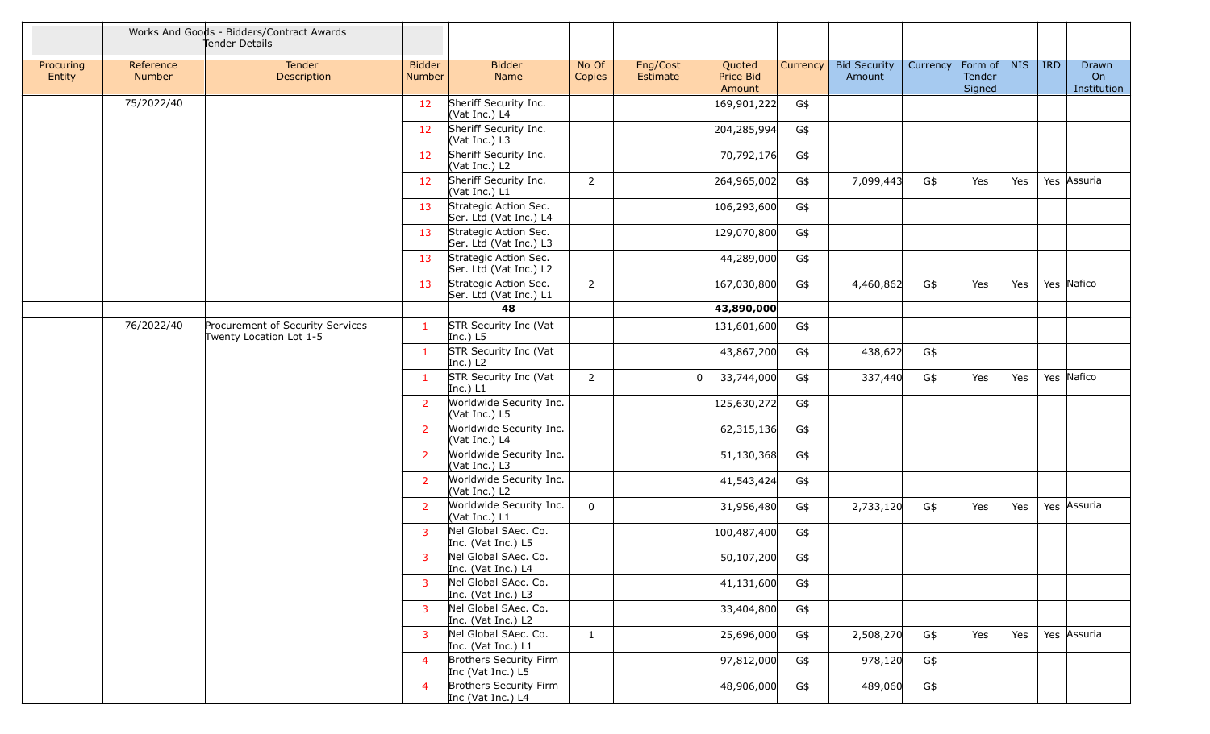| | Works And Goods - Bidders/Contract Awards Tender Details | | | | | | | | | | | | | | |
|---|---|---|---|---|---|---|---|---|---|---|---|---|---|---|---|
| Procuring Entity | Reference Number | Tender Description | Bidder Number | Bidder Name | No Of Copies | Eng/Cost Estimate | Quoted Price Bid Amount | Currency | Bid Security Amount | Currency | Form of Tender Signed | NIS | IRD | Drawn On Institution |
| | 75/2022/40 | | 12 | Sheriff Security Inc. (Vat Inc.) L4 | | | 169,901,222 | G$ | | | | | | |
| | | | 12 | Sheriff Security Inc. (Vat Inc.) L3 | | | 204,285,994 | G$ | | | | | | |
| | | | 12 | Sheriff Security Inc. (Vat Inc.) L2 | | | 70,792,176 | G$ | | | | | | |
| | | | 12 | Sheriff Security Inc. (Vat Inc.) L1 | 2 | | 264,965,002 | G$ | 7,099,443 | G$ | Yes | Yes | Yes | Assuria |
| | | | 13 | Strategic Action Sec. Ser. Ltd (Vat Inc.) L4 | | | 106,293,600 | G$ | | | | | | |
| | | | 13 | Strategic Action Sec. Ser. Ltd (Vat Inc.) L3 | | | 129,070,800 | G$ | | | | | | |
| | | | 13 | Strategic Action Sec. Ser. Ltd (Vat Inc.) L2 | | | 44,289,000 | G$ | | | | | | |
| | | | 13 | Strategic Action Sec. Ser. Ltd (Vat Inc.) L1 | 2 | | 167,030,800 | G$ | 4,460,862 | G$ | Yes | Yes | Yes | Nafico |
| | | | | **48** | | | **43,890,000** | | | | | | | |
| | 76/2022/40 | Procurement of Security Services Twenty Location Lot 1-5 | 1 | STR Security Inc (Vat Inc.) L5 | | | 131,601,600 | G$ | | | | | | |
| | | | 1 | STR Security Inc (Vat Inc.) L2 | | | 43,867,200 | G$ | 438,622 | G$ | | | | |
| | | | 1 | STR Security Inc (Vat Inc.) L1 | 2 | 0 | 33,744,000 | G$ | 337,440 | G$ | Yes | Yes | Yes | Nafico |
| | | | 2 | Worldwide Security Inc. (Vat Inc.) L5 | | | 125,630,272 | G$ | | | | | | |
| | | | 2 | Worldwide Security Inc. (Vat Inc.) L4 | | | 62,315,136 | G$ | | | | | | |
| | | | 2 | Worldwide Security Inc. (Vat Inc.) L3 | | | 51,130,368 | G$ | | | | | | |
| | | | 2 | Worldwide Security Inc. (Vat Inc.) L2 | | | 41,543,424 | G$ | | | | | | |
| | | | 2 | Worldwide Security Inc. (Vat Inc.) L1 | 0 | | 31,956,480 | G$ | 2,733,120 | G$ | Yes | Yes | Yes | Assuria |
| | | | 3 | Nel Global SAec. Co. Inc. (Vat Inc.) L5 | | | 100,487,400 | G$ | | | | | | |
| | | | 3 | Nel Global SAec. Co. Inc. (Vat Inc.) L4 | | | 50,107,200 | G$ | | | | | | |
| | | | 3 | Nel Global SAec. Co. Inc. (Vat Inc.) L3 | | | 41,131,600 | G$ | | | | | | |
| | | | 3 | Nel Global SAec. Co. Inc. (Vat Inc.) L2 | | | 33,404,800 | G$ | | | | | | |
| | | | 3 | Nel Global SAec. Co. Inc. (Vat Inc.) L1 | 1 | | 25,696,000 | G$ | 2,508,270 | G$ | Yes | Yes | Yes | Assuria |
| | | | 4 | Brothers Security Firm Inc (Vat Inc.) L5 | | | 97,812,000 | G$ | 978,120 | G$ | | | | |
| | | | 4 | Brothers Security Firm Inc (Vat Inc.) L4 | | | 48,906,000 | G$ | 489,060 | G$ | | | | |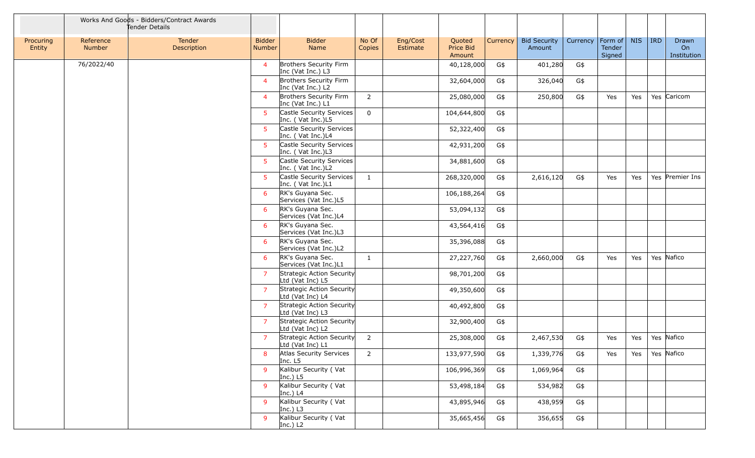| | Works And Goods - Bidders/Contract Awards Tender Details | | | | | | | | | | | | | | |
|---|---|---|---|---|---|---|---|---|---|---|---|---|---|---|---|
| Procuring Entity | Reference Number | Tender Description | Bidder Number | Bidder Name | No Of Copies | Eng/Cost Estimate | Quoted Price Bid Amount | Currency | Bid Security Amount | Currency | Form of Tender Signed | NIS | IRD | Drawn On Institution |
| | 76/2022/40 | | 4 | Brothers Security Firm Inc (Vat Inc.) L3 | | | 40,128,000 | G$ | 401,280 | G$ | | | | |
| | | | 4 | Brothers Security Firm Inc (Vat Inc.) L2 | | | 32,604,000 | G$ | 326,040 | G$ | | | | |
| | | | 4 | Brothers Security Firm Inc (Vat Inc.) L1 | 2 | | 25,080,000 | G$ | 250,800 | G$ | Yes | Yes | Yes | Caricom |
| | | | 5 | Castle Security Services Inc. ( Vat Inc.)L5 | 0 | | 104,644,800 | G$ | | | | | | |
| | | | 5 | Castle Security Services Inc. ( Vat Inc.)L4 | | | 52,322,400 | G$ | | | | | | |
| | | | 5 | Castle Security Services Inc. ( Vat Inc.)L3 | | | 42,931,200 | G$ | | | | | | |
| | | | 5 | Castle Security Services Inc. ( Vat Inc.)L2 | | | 34,881,600 | G$ | | | | | | |
| | | | 5 | Castle Security Services Inc. ( Vat Inc.)L1 | 1 | | 268,320,000 | G$ | 2,616,120 | G$ | Yes | Yes | Yes | Premier Ins |
| | | | 6 | RK's Guyana Sec. Services (Vat Inc.)L5 | | | 106,188,264 | G$ | | | | | | |
| | | | 6 | RK's Guyana Sec. Services (Vat Inc.)L4 | | | 53,094,132 | G$ | | | | | | |
| | | | 6 | RK's Guyana Sec. Services (Vat Inc.)L3 | | | 43,564,416 | G$ | | | | | | |
| | | | 6 | RK's Guyana Sec. Services (Vat Inc.)L2 | | | 35,396,088 | G$ | | | | | | |
| | | | 6 | RK's Guyana Sec. Services (Vat Inc.)L1 | 1 | | 27,227,760 | G$ | 2,660,000 | G$ | Yes | Yes | Yes | Nafico |
| | | | 7 | Strategic Action Security Ltd (Vat Inc) L5 | | | 98,701,200 | G$ | | | | | | |
| | | | 7 | Strategic Action Security Ltd (Vat Inc) L4 | | | 49,350,600 | G$ | | | | | | |
| | | | 7 | Strategic Action Security Ltd (Vat Inc) L3 | | | 40,492,800 | G$ | | | | | | |
| | | | 7 | Strategic Action Security Ltd (Vat Inc) L2 | | | 32,900,400 | G$ | | | | | | |
| | | | 7 | Strategic Action Security Ltd (Vat Inc) L1 | 2 | | 25,308,000 | G$ | 2,467,530 | G$ | Yes | Yes | Yes | Nafico |
| | | | 8 | Atlas Security Services Inc. L5 | 2 | | 133,977,590 | G$ | 1,339,776 | G$ | Yes | Yes | Yes | Nafico |
| | | | 9 | Kalibur Security ( Vat Inc.) L5 | | | 106,996,369 | G$ | 1,069,964 | G$ | | | | |
| | | | 9 | Kalibur Security ( Vat Inc.) L4 | | | 53,498,184 | G$ | 534,982 | G$ | | | | |
| | | | 9 | Kalibur Security ( Vat Inc.) L3 | | | 43,895,946 | G$ | 438,959 | G$ | | | | |
| | | | 9 | Kalibur Security ( Vat Inc.) L2 | | | 35,665,456 | G$ | 356,655 | G$ | | | | |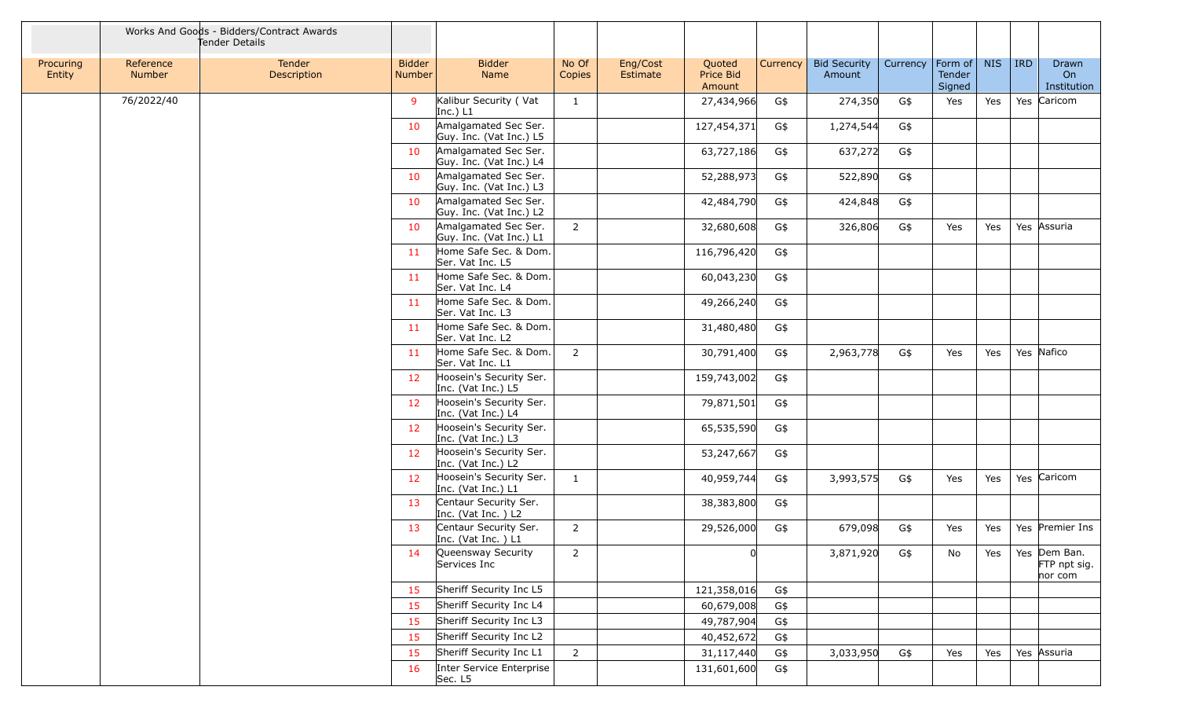| | Works And Goods - Bidders/Contract Awards Tender Details | | | | | | | | | | | | | | |
|---|---|---|---|---|---|---|---|---|---|---|---|---|---|---|---|
| Procuring Entity | Reference Number | Tender Description | Bidder Number | Bidder Name | No Of Copies | Eng/Cost Estimate | Quoted Price Bid Amount | Currency | Bid Security Amount | Currency | Form of Tender Signed | NIS | IRD | Drawn On Institution |
| | 76/2022/40 | | 9 | Kalibur Security ( Vat Inc.) L1 | 1 | | 27,434,966 | G$ | 274,350 | G$ | Yes | Yes | Yes | Caricom |
| | | | 10 | Amalgamated Sec Ser. Guy. Inc. (Vat Inc.) L5 | | | 127,454,371 | G$ | 1,274,544 | G$ | | | | |
| | | | 10 | Amalgamated Sec Ser. Guy. Inc. (Vat Inc.) L4 | | | 63,727,186 | G$ | 637,272 | G$ | | | | |
| | | | 10 | Amalgamated Sec Ser. Guy. Inc. (Vat Inc.) L3 | | | 52,288,973 | G$ | 522,890 | G$ | | | | |
| | | | 10 | Amalgamated Sec Ser. Guy. Inc. (Vat Inc.) L2 | | | 42,484,790 | G$ | 424,848 | G$ | | | | |
| | | | 10 | Amalgamated Sec Ser. Guy. Inc. (Vat Inc.) L1 | 2 | | 32,680,608 | G$ | 326,806 | G$ | Yes | Yes | Yes | Assuria |
| | | | 11 | Home Safe Sec. & Dom. Ser. Vat Inc. L5 | | | 116,796,420 | G$ | | | | | | |
| | | | 11 | Home Safe Sec. & Dom. Ser. Vat Inc. L4 | | | 60,043,230 | G$ | | | | | | |
| | | | 11 | Home Safe Sec. & Dom. Ser. Vat Inc. L3 | | | 49,266,240 | G$ | | | | | | |
| | | | 11 | Home Safe Sec. & Dom. Ser. Vat Inc. L2 | | | 31,480,480 | G$ | | | | | | |
| | | | 11 | Home Safe Sec. & Dom. Ser. Vat Inc. L1 | 2 | | 30,791,400 | G$ | 2,963,778 | G$ | Yes | Yes | Yes | Nafico |
| | | | 12 | Hoosein's Security Ser. Inc. (Vat Inc.) L5 | | | 159,743,002 | G$ | | | | | | |
| | | | 12 | Hoosein's Security Ser. Inc. (Vat Inc.) L4 | | | 79,871,501 | G$ | | | | | | |
| | | | 12 | Hoosein's Security Ser. Inc. (Vat Inc.) L3 | | | 65,535,590 | G$ | | | | | | |
| | | | 12 | Hoosein's Security Ser. Inc. (Vat Inc.) L2 | | | 53,247,667 | G$ | | | | | | |
| | | | 12 | Hoosein's Security Ser. Inc. (Vat Inc.) L1 | 1 | | 40,959,744 | G$ | 3,993,575 | G$ | Yes | Yes | Yes | Caricom |
| | | | 13 | Centaur Security Ser. Inc. (Vat Inc. ) L2 | | | 38,383,800 | G$ | | | | | | |
| | | | 13 | Centaur Security Ser. Inc. (Vat Inc. ) L1 | 2 | | 29,526,000 | G$ | 679,098 | G$ | Yes | Yes | Yes | Premier Ins |
| | | | 14 | Queensway Security Services Inc | 2 | | 0 | | 3,871,920 | G$ | No | Yes | Yes | Dem Ban. FTP npt sig. nor com |
| | | | 15 | Sheriff Security Inc L5 | | | 121,358,016 | G$ | | | | | | |
| | | | 15 | Sheriff Security Inc L4 | | | 60,679,008 | G$ | | | | | | |
| | | | 15 | Sheriff Security Inc L3 | | | 49,787,904 | G$ | | | | | | |
| | | | 15 | Sheriff Security Inc L2 | | | 40,452,672 | G$ | | | | | | |
| | | | 15 | Sheriff Security Inc L1 | 2 | | 31,117,440 | G$ | 3,033,950 | G$ | Yes | Yes | Yes | Assuria |
| | | | 16 | Inter Service Enterprise Sec. L5 | | | 131,601,600 | G$ | | | | | | |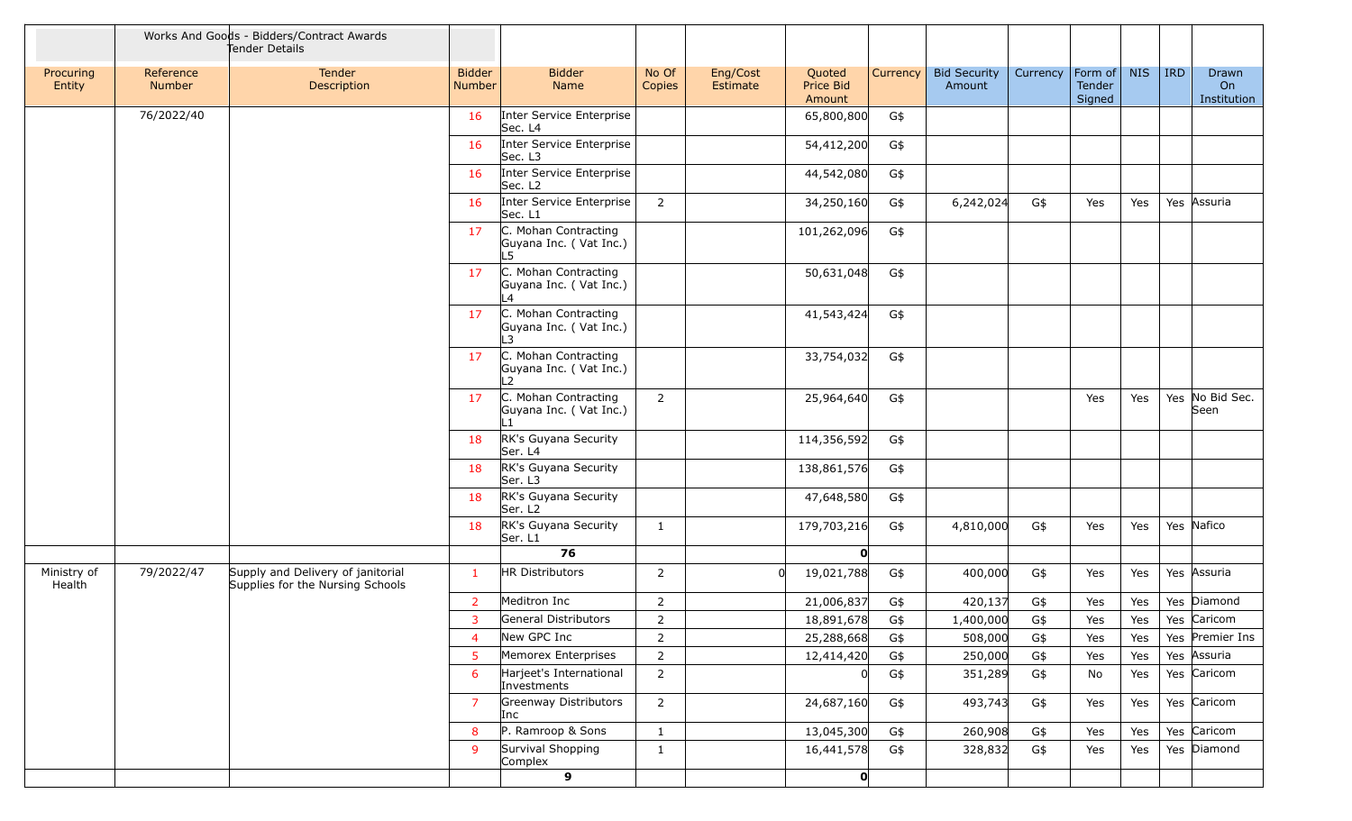| | Works And Goods - Bidders/Contract Awards Tender Details | | | | | | | | | | | | | | |
|---|---|---|---|---|---|---|---|---|---|---|---|---|---|---|---|
| Procuring Entity | Reference Number | Tender Description | Bidder Number | Bidder Name | No Of Copies | Eng/Cost Estimate | Quoted Price Bid Amount | Currency | Bid Security Amount | Currency | Form of Tender Signed | NIS | IRD | Drawn On Institution |
| | 76/2022/40 | | 16 | Inter Service Enterprise Sec. L4 | | | 65,800,800 | G$ | | | | | | |
| | | | 16 | Inter Service Enterprise Sec. L3 | | | 54,412,200 | G$ | | | | | | |
| | | | 16 | Inter Service Enterprise Sec. L2 | | | 44,542,080 | G$ | | | | | | |
| | | | 16 | Inter Service Enterprise Sec. L1 | 2 | | 34,250,160 | G$ | 6,242,024 | G$ | Yes | Yes | Yes | Assuria |
| | | | 17 | C. Mohan Contracting Guyana Inc. ( Vat Inc.) L5 | | | 101,262,096 | G$ | | | | | | |
| | | | 17 | C. Mohan Contracting Guyana Inc. ( Vat Inc.) L4 | | | 50,631,048 | G$ | | | | | | |
| | | | 17 | C. Mohan Contracting Guyana Inc. ( Vat Inc.) L3 | | | 41,543,424 | G$ | | | | | | |
| | | | 17 | C. Mohan Contracting Guyana Inc. ( Vat Inc.) L2 | | | 33,754,032 | G$ | | | | | | |
| | | | 17 | C. Mohan Contracting Guyana Inc. ( Vat Inc.) L1 | 2 | | 25,964,640 | G$ | | | Yes | Yes | Yes | No Bid Sec. Seen |
| | | | 18 | RK's Guyana Security Ser. L4 | | | 114,356,592 | G$ | | | | | | |
| | | | 18 | RK's Guyana Security Ser. L3 | | | 138,861,576 | G$ | | | | | | |
| | | | 18 | RK's Guyana Security Ser. L2 | | | 47,648,580 | G$ | | | | | | |
| | | | 18 | RK's Guyana Security Ser. L1 | 1 | | 179,703,216 | G$ | 4,810,000 | G$ | Yes | Yes | Yes | Nafico |
| | | | | **76** | | | **0** | | | | | | | |
| Ministry of Health | 79/2022/47 | Supply and Delivery of janitorial Supplies for the Nursing Schools | 1 | HR Distributors | 2 | 0 | 19,021,788 | G$ | 400,000 | G$ | Yes | Yes | Yes | Assuria |
| | | | 2 | Meditron Inc | 2 | | 21,006,837 | G$ | 420,137 | G$ | Yes | Yes | Yes | Diamond |
| | | | 3 | General Distributors | 2 | | 18,891,678 | G$ | 1,400,000 | G$ | Yes | Yes | Yes | Caricom |
| | | | 4 | New GPC Inc | 2 | | 25,288,668 | G$ | 508,000 | G$ | Yes | Yes | Yes | Premier Ins |
| | | | 5 | Memorex Enterprises | 2 | | 12,414,420 | G$ | 250,000 | G$ | Yes | Yes | Yes | Assuria |
| | | | 6 | Harjeet's International Investments | 2 | | 0 | G$ | 351,289 | G$ | No | Yes | Yes | Caricom |
| | | | 7 | Greenway Distributors Inc | 2 | | 24,687,160 | G$ | 493,743 | G$ | Yes | Yes | Yes | Caricom |
| | | | 8 | P. Ramroop & Sons | 1 | | 13,045,300 | G$ | 260,908 | G$ | Yes | Yes | Yes | Caricom |
| | | | 9 | Survival Shopping Complex | 1 | | 16,441,578 | G$ | 328,832 | G$ | Yes | Yes | Yes | Diamond |
| | | | | **9** | | | **0** | | | | | | | |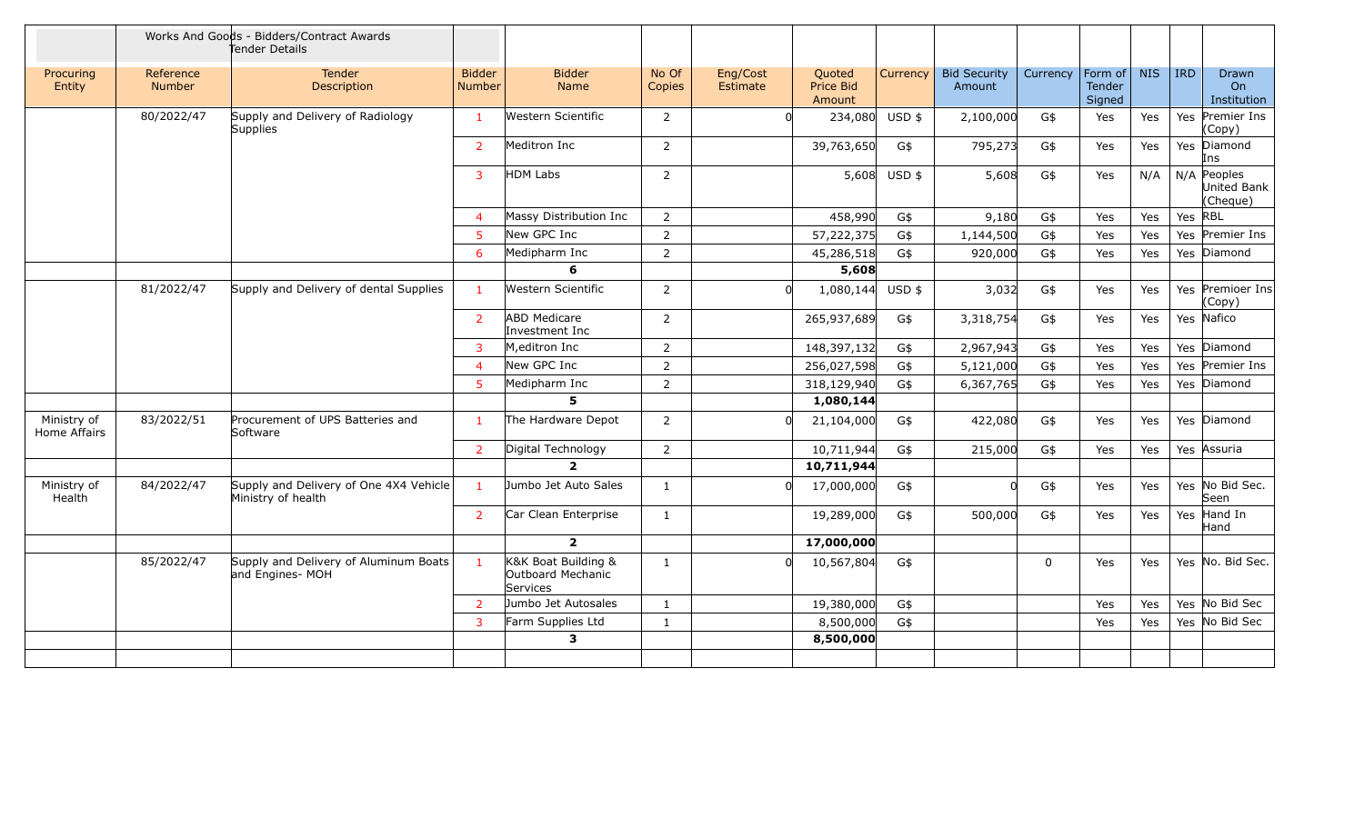| | Works And Goods - Bidders/Contract Awards Tender Details | | | | | | | | | | | | | |
|---|---|---|---|---|---|---|---|---|---|---|---|---|---|---|
| Procuring Entity | Reference Number | Tender Description | Bidder Number | Bidder Name | No Of Copies | Eng/Cost Estimate | Quoted Price Bid Amount | Currency | Bid Security Amount | Currency | Form of Tender Signed | NIS | IRD | Drawn On Institution |
| | 80/2022/47 | Supply and Delivery of Radiology Supplies | 1 | Western Scientific | 2 | 0 | 234,080 | USD $ | 2,100,000 | G$ | Yes | Yes | Yes | Premier Ins (Copy) |
| | | | 2 | Meditron Inc | 2 | | 39,763,650 | G$ | 795,273 | G$ | Yes | Yes | Yes | Diamond Ins |
| | | | 3 | HDM Labs | 2 | | 5,608 | USD $ | 5,608 | G$ | Yes | N/A | N/A | Peoples United Bank (Cheque) |
| | | | 4 | Massy Distribution Inc | 2 | | 458,990 | G$ | 9,180 | G$ | Yes | Yes | Yes | RBL |
| | | | 5 | New GPC Inc | 2 | | 57,222,375 | G$ | 1,144,500 | G$ | Yes | Yes | Yes | Premier Ins |
| | | | 6 | Medipharm Inc | 2 | | 45,286,518 | G$ | 920,000 | G$ | Yes | Yes | Yes | Diamond |
| | | | | **6** | | | **5,608** | | | | | | | |
| | 81/2022/47 | Supply and Delivery of dental Supplies | 1 | Western Scientific | 2 | 0 | 1,080,144 | USD $ | 3,032 | G$ | Yes | Yes | Yes | Premioer Ins (Copy) |
| | | | 2 | ABD Medicare Investment Inc | 2 | | 265,937,689 | G$ | 3,318,754 | G$ | Yes | Yes | Yes | Nafico |
| | | | 3 | M,editron Inc | 2 | | 148,397,132 | G$ | 2,967,943 | G$ | Yes | Yes | Yes | Diamond |
| | | | 4 | New GPC Inc | 2 | | 256,027,598 | G$ | 5,121,000 | G$ | Yes | Yes | Yes | Premier Ins |
| | | | 5 | Medipharm Inc | 2 | | 318,129,940 | G$ | 6,367,765 | G$ | Yes | Yes | Yes | Diamond |
| | | | | **5** | | | **1,080,144** | | | | | | | |
| Ministry of Home Affairs | 83/2022/51 | Procurement of UPS Batteries and Software | 1 | The Hardware Depot | 2 | 0 | 21,104,000 | G$ | 422,080 | G$ | Yes | Yes | Yes | Diamond |
| | | | 2 | Digital Technology | 2 | | 10,711,944 | G$ | 215,000 | G$ | Yes | Yes | Yes | Assuria |
| | | | | **2** | | | **10,711,944** | | | | | | | |
| Ministry of Health | 84/2022/47 | Supply and Delivery of One 4X4 Vehicle Ministry of health | 1 | Jumbo Jet Auto Sales | 1 | 0 | 17,000,000 | G$ | 0 | G$ | Yes | Yes | Yes | No Bid Sec. Seen |
| | | | 2 | Car Clean Enterprise | 1 | | 19,289,000 | G$ | 500,000 | G$ | Yes | Yes | Yes | Hand In Hand |
| | | | | **2** | | | **17,000,000** | | | | | | | |
| | 85/2022/47 | Supply and Delivery of Aluminum Boats and Engines- MOH | 1 | K&K Boat Building & Outboard Mechanic Services | 1 | 0 | 10,567,804 | G$ | | 0 | Yes | Yes | Yes | No. Bid Sec. |
| | | | 2 | Jumbo Jet Autosales | 1 | | 19,380,000 | G$ | | | Yes | Yes | Yes | No Bid Sec |
| | | | 3 | Farm Supplies Ltd | 1 | | 8,500,000 | G$ | | | Yes | Yes | Yes | No Bid Sec |
| | | | | **3** | | | **8,500,000** | | | | | | | |
| | | | | | | | | | | | | | | |